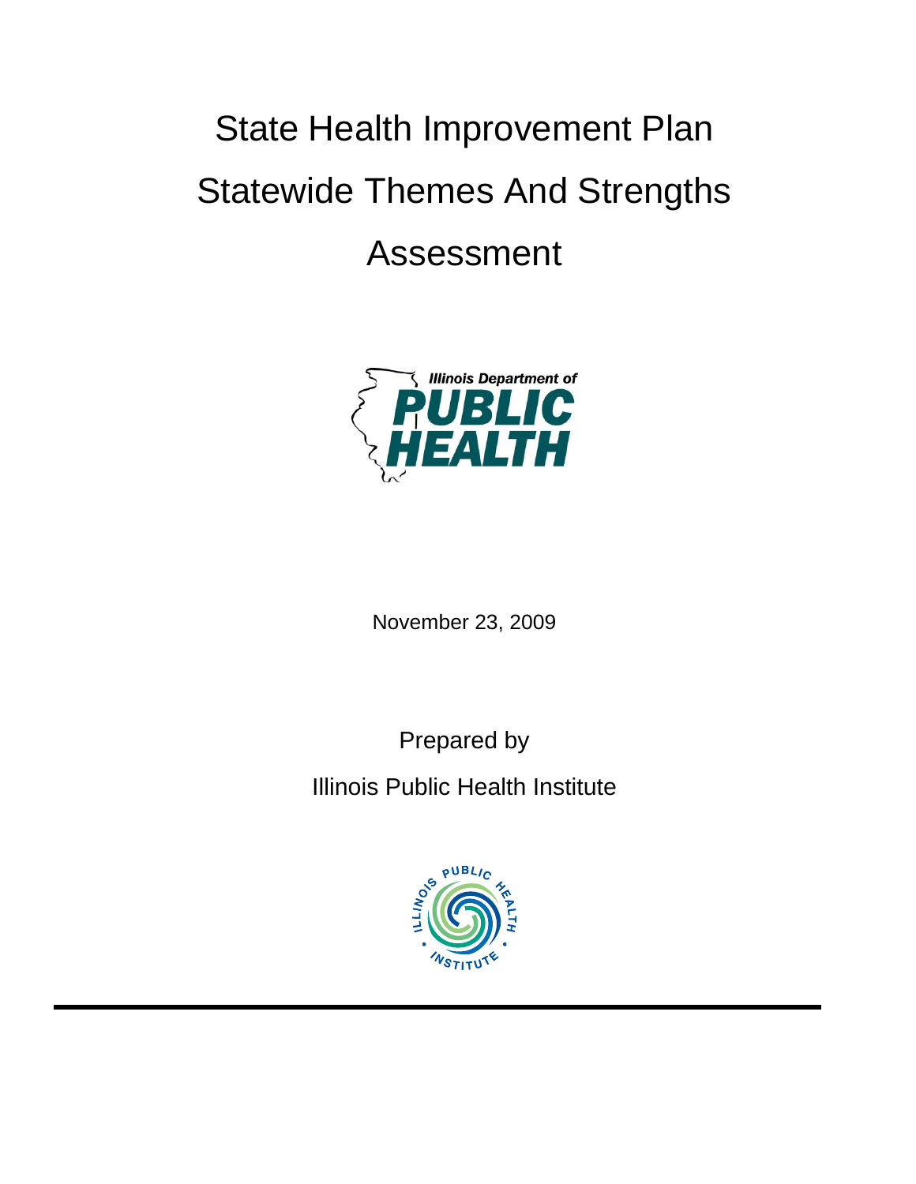# State Health Improvement Plan Statewide Themes And Strengths Assessment

November 23, 2009

Prepared by

Illinois Public Health Institute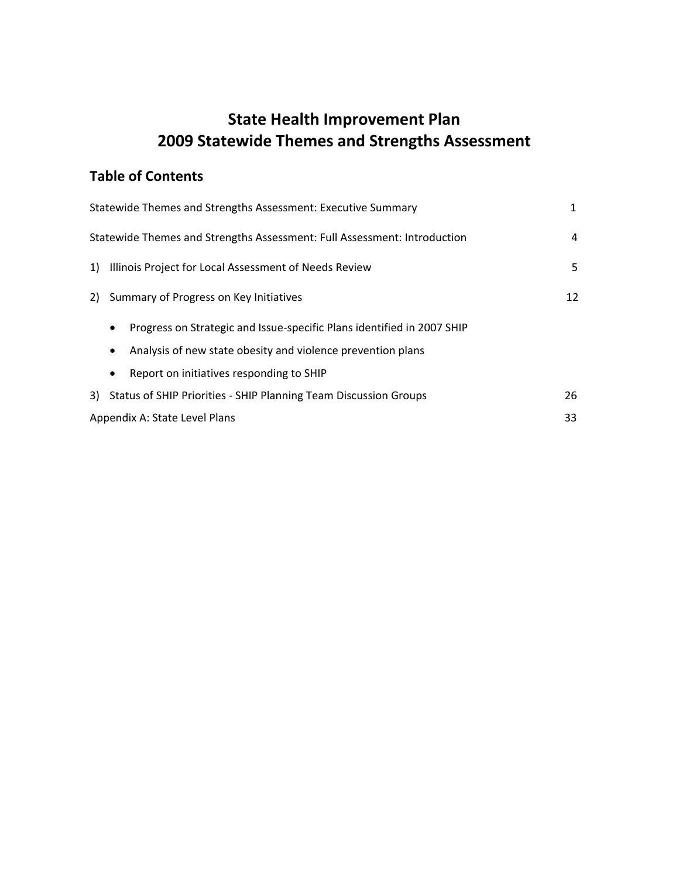# State Health Improvement Plan
# 2009 Statewide Themes and Strengths Assessment

## Table of Contents

| | |
|---|---|
| Statewide Themes and Strengths Assessment: Executive Summary | 1 |
| Statewide Themes and Strengths Assessment: Full Assessment: Introduction | 4 |
| 1) Illinois Project for Local Assessment of Needs Review | 5 |
| 2) Summary of Progress on Key Initiatives | 12 |
| • Progress on Strategic and Issue-specific Plans identified in 2007 SHIP | |
| • Analysis of new state obesity and violence prevention plans | |
| • Report on initiatives responding to SHIP | |
| 3) Status of SHIP Priorities - SHIP Planning Team Discussion Groups | 26 |
| Appendix A: State Level Plans | 33 |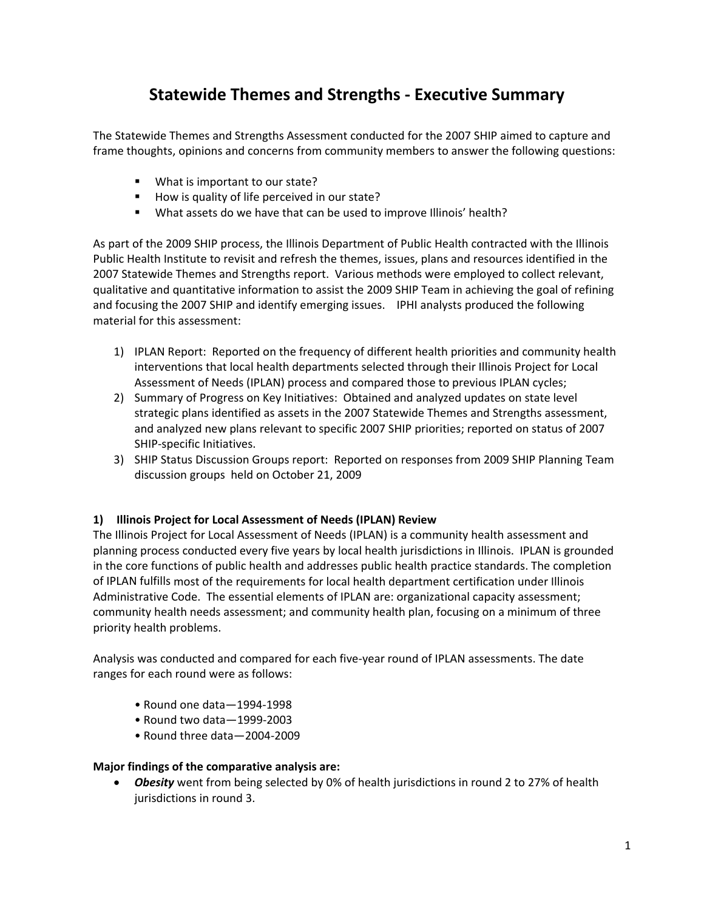# Statewide Themes and Strengths - Executive Summary

The Statewide Themes and Strengths Assessment conducted for the 2007 SHIP aimed to capture and frame thoughts, opinions and concerns from community members to answer the following questions:

- What is important to our state?
- How is quality of life perceived in our state?
- What assets do we have that can be used to improve Illinois' health?

As part of the 2009 SHIP process, the Illinois Department of Public Health contracted with the Illinois Public Health Institute to revisit and refresh the themes, issues, plans and resources identified in the 2007 Statewide Themes and Strengths report. Various methods were employed to collect relevant, qualitative and quantitative information to assist the 2009 SHIP Team in achieving the goal of refining and focusing the 2007 SHIP and identify emerging issues. IPHI analysts produced the following material for this assessment:

1) IPLAN Report: Reported on the frequency of different health priorities and community health interventions that local health departments selected through their Illinois Project for Local Assessment of Needs (IPLAN) process and compared those to previous IPLAN cycles;
2) Summary of Progress on Key Initiatives: Obtained and analyzed updates on state level strategic plans identified as assets in the 2007 Statewide Themes and Strengths assessment, and analyzed new plans relevant to specific 2007 SHIP priorities; reported on status of 2007 SHIP-specific Initiatives.
3) SHIP Status Discussion Groups report: Reported on responses from 2009 SHIP Planning Team discussion groups held on October 21, 2009

**1) Illinois Project for Local Assessment of Needs (IPLAN) Review**

The Illinois Project for Local Assessment of Needs (IPLAN) is a community health assessment and planning process conducted every five years by local health jurisdictions in Illinois. IPLAN is grounded in the core functions of public health and addresses public health practice standards. The completion of IPLAN fulfills most of the requirements for local health department certification under Illinois Administrative Code. The essential elements of IPLAN are: organizational capacity assessment; community health needs assessment; and community health plan, focusing on a minimum of three priority health problems.

Analysis was conducted and compared for each five-year round of IPLAN assessments. The date ranges for each round were as follows:

- Round one data—1994-1998
- Round two data—1999-2003
- Round three data—2004-2009

**Major findings of the comparative analysis are:**

- ***Obesity*** went from being selected by 0% of health jurisdictions in round 2 to 27% of health jurisdictions in round 3.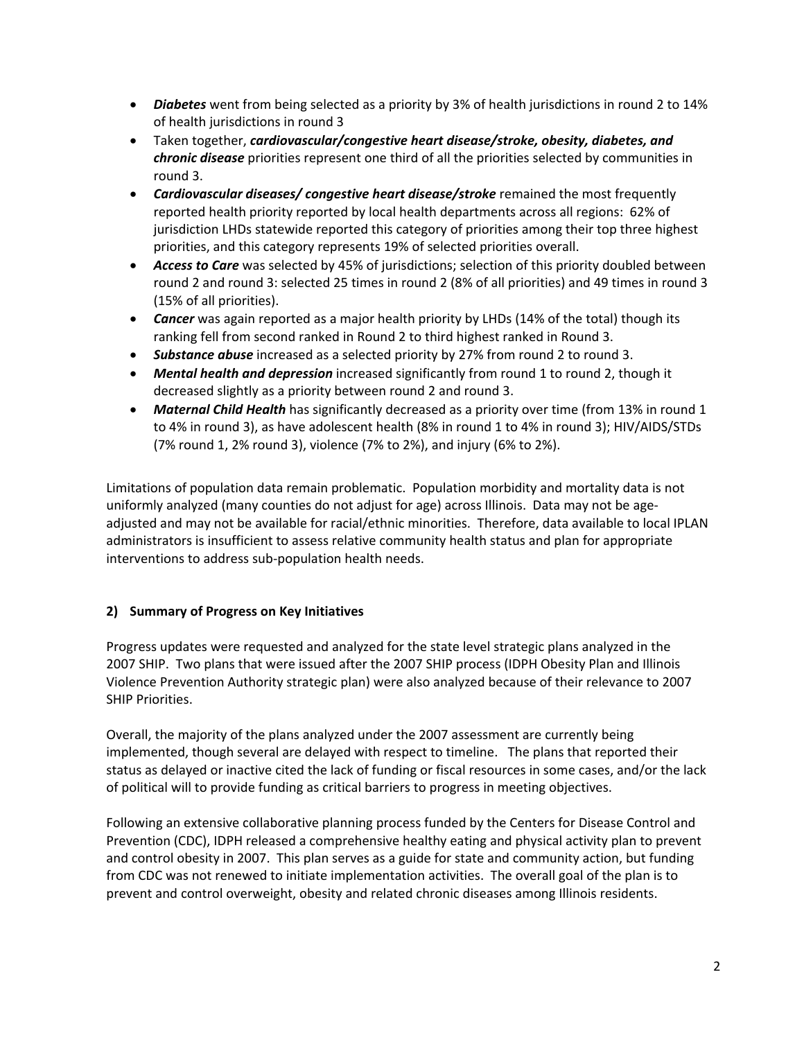- ***Diabetes*** went from being selected as a priority by 3% of health jurisdictions in round 2 to 14% of health jurisdictions in round 3
- Taken together, ***cardiovascular/congestive heart disease/stroke, obesity, diabetes, and chronic disease*** priorities represent one third of all the priorities selected by communities in round 3.
- ***Cardiovascular diseases/ congestive heart disease/stroke*** remained the most frequently reported health priority reported by local health departments across all regions: 62% of jurisdiction LHDs statewide reported this category of priorities among their top three highest priorities, and this category represents 19% of selected priorities overall.
- ***Access to Care*** was selected by 45% of jurisdictions; selection of this priority doubled between round 2 and round 3: selected 25 times in round 2 (8% of all priorities) and 49 times in round 3 (15% of all priorities).
- ***Cancer*** was again reported as a major health priority by LHDs (14% of the total) though its ranking fell from second ranked in Round 2 to third highest ranked in Round 3.
- ***Substance abuse*** increased as a selected priority by 27% from round 2 to round 3.
- ***Mental health and depression*** increased significantly from round 1 to round 2, though it decreased slightly as a priority between round 2 and round 3.
- ***Maternal Child Health*** has significantly decreased as a priority over time (from 13% in round 1 to 4% in round 3), as have adolescent health (8% in round 1 to 4% in round 3); HIV/AIDS/STDs (7% round 1, 2% round 3), violence (7% to 2%), and injury (6% to 2%).

Limitations of population data remain problematic. Population morbidity and mortality data is not uniformly analyzed (many counties do not adjust for age) across Illinois. Data may not be age-adjusted and may not be available for racial/ethnic minorities. Therefore, data available to local IPLAN administrators is insufficient to assess relative community health status and plan for appropriate interventions to address sub-population health needs.

## 2) Summary of Progress on Key Initiatives

Progress updates were requested and analyzed for the state level strategic plans analyzed in the 2007 SHIP. Two plans that were issued after the 2007 SHIP process (IDPH Obesity Plan and Illinois Violence Prevention Authority strategic plan) were also analyzed because of their relevance to 2007 SHIP Priorities.

Overall, the majority of the plans analyzed under the 2007 assessment are currently being implemented, though several are delayed with respect to timeline. The plans that reported their status as delayed or inactive cited the lack of funding or fiscal resources in some cases, and/or the lack of political will to provide funding as critical barriers to progress in meeting objectives.

Following an extensive collaborative planning process funded by the Centers for Disease Control and Prevention (CDC), IDPH released a comprehensive healthy eating and physical activity plan to prevent and control obesity in 2007. This plan serves as a guide for state and community action, but funding from CDC was not renewed to initiate implementation activities. The overall goal of the plan is to prevent and control overweight, obesity and related chronic diseases among Illinois residents.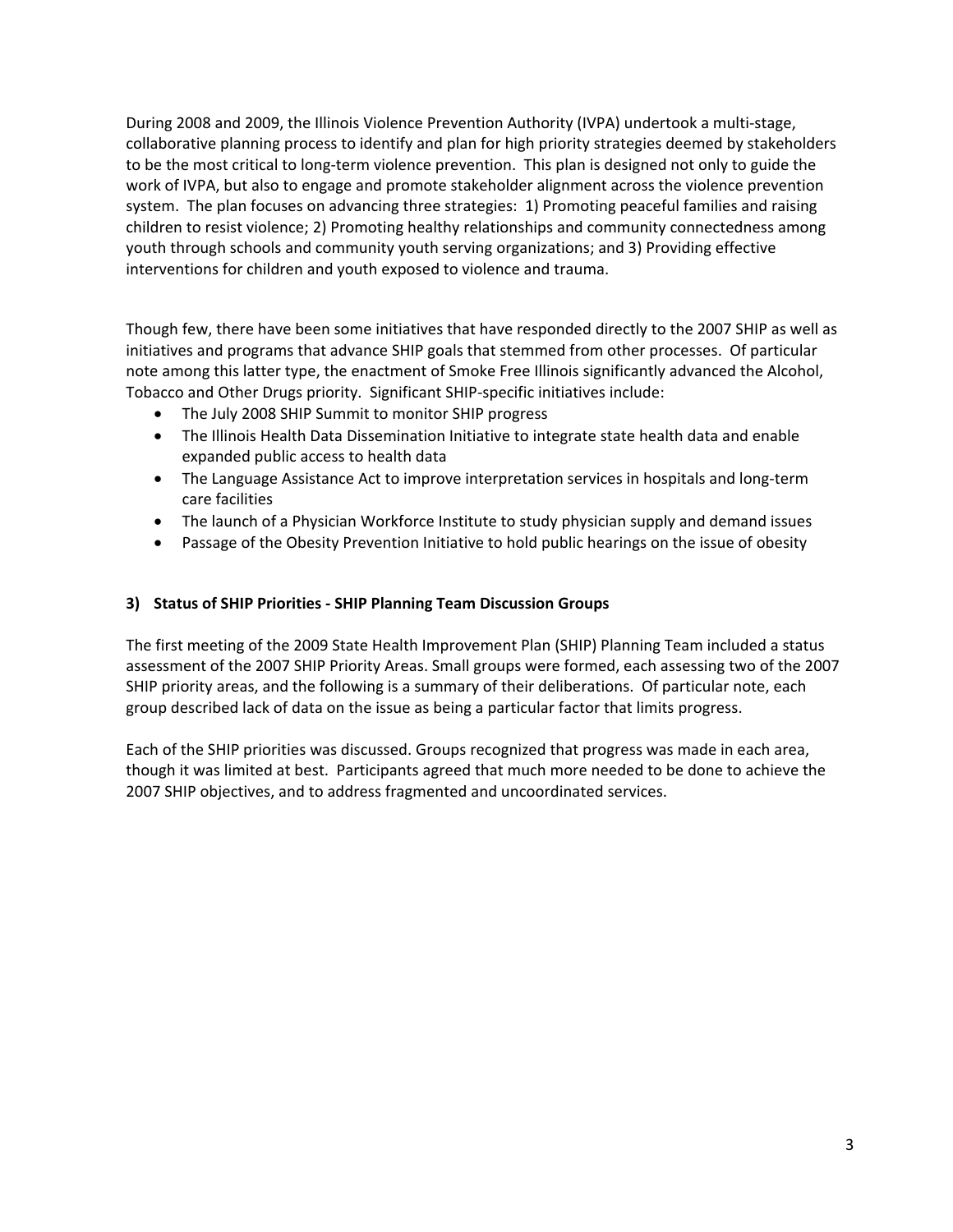During 2008 and 2009, the Illinois Violence Prevention Authority (IVPA) undertook a multi-stage, collaborative planning process to identify and plan for high priority strategies deemed by stakeholders to be the most critical to long-term violence prevention. This plan is designed not only to guide the work of IVPA, but also to engage and promote stakeholder alignment across the violence prevention system. The plan focuses on advancing three strategies: 1) Promoting peaceful families and raising children to resist violence; 2) Promoting healthy relationships and community connectedness among youth through schools and community youth serving organizations; and 3) Providing effective interventions for children and youth exposed to violence and trauma.

Though few, there have been some initiatives that have responded directly to the 2007 SHIP as well as initiatives and programs that advance SHIP goals that stemmed from other processes. Of particular note among this latter type, the enactment of Smoke Free Illinois significantly advanced the Alcohol, Tobacco and Other Drugs priority. Significant SHIP-specific initiatives include:

- The July 2008 SHIP Summit to monitor SHIP progress
- The Illinois Health Data Dissemination Initiative to integrate state health data and enable expanded public access to health data
- The Language Assistance Act to improve interpretation services in hospitals and long-term care facilities
- The launch of a Physician Workforce Institute to study physician supply and demand issues
- Passage of the Obesity Prevention Initiative to hold public hearings on the issue of obesity

### 3) Status of SHIP Priorities - SHIP Planning Team Discussion Groups

The first meeting of the 2009 State Health Improvement Plan (SHIP) Planning Team included a status assessment of the 2007 SHIP Priority Areas. Small groups were formed, each assessing two of the 2007 SHIP priority areas, and the following is a summary of their deliberations. Of particular note, each group described lack of data on the issue as being a particular factor that limits progress.

Each of the SHIP priorities was discussed. Groups recognized that progress was made in each area, though it was limited at best. Participants agreed that much more needed to be done to achieve the 2007 SHIP objectives, and to address fragmented and uncoordinated services.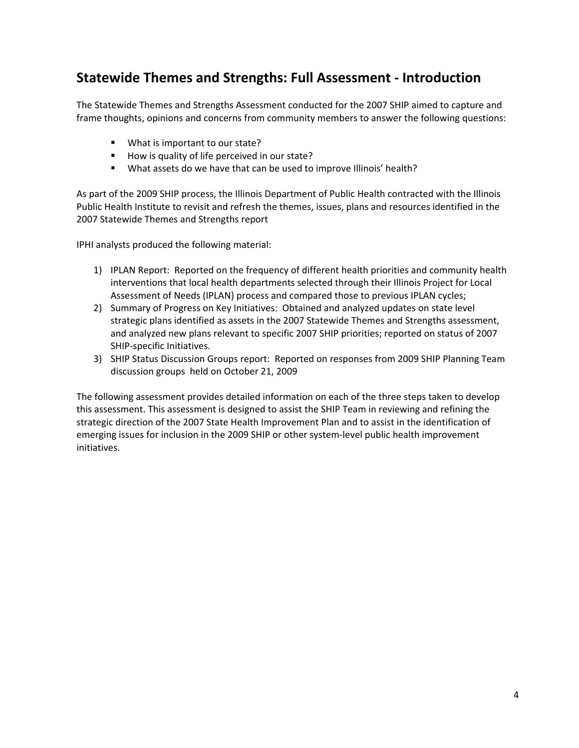## Statewide Themes and Strengths: Full Assessment - Introduction

The Statewide Themes and Strengths Assessment conducted for the 2007 SHIP aimed to capture and frame thoughts, opinions and concerns from community members to answer the following questions:

- What is important to our state?
- How is quality of life perceived in our state?
- What assets do we have that can be used to improve Illinois' health?

As part of the 2009 SHIP process, the Illinois Department of Public Health contracted with the Illinois Public Health Institute to revisit and refresh the themes, issues, plans and resources identified in the 2007 Statewide Themes and Strengths report

IPHI analysts produced the following material:

1) IPLAN Report: Reported on the frequency of different health priorities and community health interventions that local health departments selected through their Illinois Project for Local Assessment of Needs (IPLAN) process and compared those to previous IPLAN cycles;
2) Summary of Progress on Key Initiatives: Obtained and analyzed updates on state level strategic plans identified as assets in the 2007 Statewide Themes and Strengths assessment, and analyzed new plans relevant to specific 2007 SHIP priorities; reported on status of 2007 SHIP-specific Initiatives.
3) SHIP Status Discussion Groups report: Reported on responses from 2009 SHIP Planning Team discussion groups held on October 21, 2009

The following assessment provides detailed information on each of the three steps taken to develop this assessment. This assessment is designed to assist the SHIP Team in reviewing and refining the strategic direction of the 2007 State Health Improvement Plan and to assist in the identification of emerging issues for inclusion in the 2009 SHIP or other system-level public health improvement initiatives.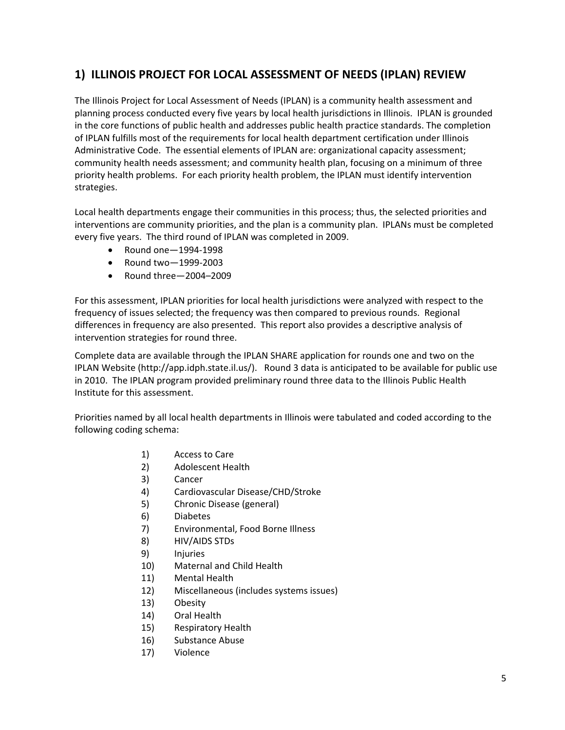## 1) ILLINOIS PROJECT FOR LOCAL ASSESSMENT OF NEEDS (IPLAN) REVIEW

The Illinois Project for Local Assessment of Needs (IPLAN) is a community health assessment and planning process conducted every five years by local health jurisdictions in Illinois. IPLAN is grounded in the core functions of public health and addresses public health practice standards. The completion of IPLAN fulfills most of the requirements for local health department certification under Illinois Administrative Code. The essential elements of IPLAN are: organizational capacity assessment; community health needs assessment; and community health plan, focusing on a minimum of three priority health problems. For each priority health problem, the IPLAN must identify intervention strategies.

Local health departments engage their communities in this process; thus, the selected priorities and interventions are community priorities, and the plan is a community plan. IPLANs must be completed every five years. The third round of IPLAN was completed in 2009.

- Round one—1994-1998
- Round two—1999-2003
- Round three—2004–2009

For this assessment, IPLAN priorities for local health jurisdictions were analyzed with respect to the frequency of issues selected; the frequency was then compared to previous rounds. Regional differences in frequency are also presented. This report also provides a descriptive analysis of intervention strategies for round three.

Complete data are available through the IPLAN SHARE application for rounds one and two on the IPLAN Website (http://app.idph.state.il.us/). Round 3 data is anticipated to be available for public use in 2010. The IPLAN program provided preliminary round three data to the Illinois Public Health Institute for this assessment.

Priorities named by all local health departments in Illinois were tabulated and coded according to the following coding schema:

1) Access to Care
2) Adolescent Health
3) Cancer
4) Cardiovascular Disease/CHD/Stroke
5) Chronic Disease (general)
6) Diabetes
7) Environmental, Food Borne Illness
8) HIV/AIDS STDs
9) Injuries
10) Maternal and Child Health
11) Mental Health
12) Miscellaneous (includes systems issues)
13) Obesity
14) Oral Health
15) Respiratory Health
16) Substance Abuse
17) Violence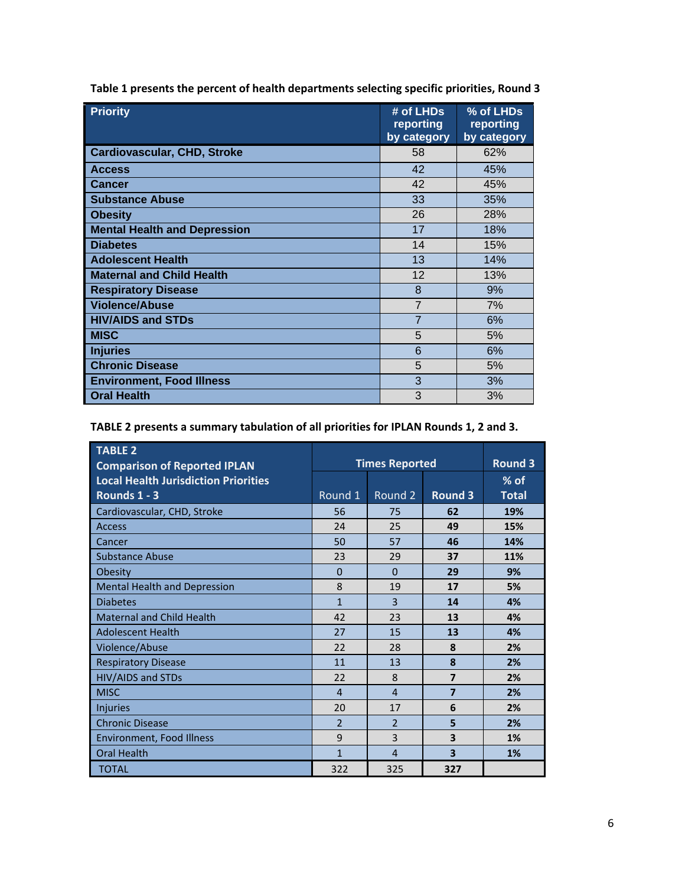**Table 1 presents the percent of health departments selecting specific priorities, Round 3**

| Priority | # of LHDs reporting by category | % of LHDs reporting by category |
|---|---|---|
| Cardiovascular, CHD, Stroke | 58 | 62% |
| Access | 42 | 45% |
| Cancer | 42 | 45% |
| Substance Abuse | 33 | 35% |
| Obesity | 26 | 28% |
| Mental Health and Depression | 17 | 18% |
| Diabetes | 14 | 15% |
| Adolescent Health | 13 | 14% |
| Maternal and Child Health | 12 | 13% |
| Respiratory Disease | 8 | 9% |
| Violence/Abuse | 7 | 7% |
| HIV/AIDS and STDs | 7 | 6% |
| MISC | 5 | 5% |
| Injuries | 6 | 6% |
| Chronic Disease | 5 | 5% |
| Environment, Food Illness | 3 | 3% |
| Oral Health | 3 | 3% |

**TABLE 2 presents a summary tabulation of all priorities for IPLAN Rounds 1, 2 and 3.**

| TABLE 2 Comparison of Reported IPLAN Local Health Jurisdiction Priorities Rounds 1 - 3 | Times Reported | | | Round 3 |
|---|---|---|---|---|
| | Round 1 | Round 2 | Round 3 | % of Total |
| Cardiovascular, CHD, Stroke | 56 | 75 | 62 | 19% |
| Access | 24 | 25 | 49 | 15% |
| Cancer | 50 | 57 | 46 | 14% |
| Substance Abuse | 23 | 29 | 37 | 11% |
| Obesity | 0 | 0 | 29 | 9% |
| Mental Health and Depression | 8 | 19 | 17 | 5% |
| Diabetes | 1 | 3 | 14 | 4% |
| Maternal and Child Health | 42 | 23 | 13 | 4% |
| Adolescent Health | 27 | 15 | 13 | 4% |
| Violence/Abuse | 22 | 28 | 8 | 2% |
| Respiratory Disease | 11 | 13 | 8 | 2% |
| HIV/AIDS and STDs | 22 | 8 | 7 | 2% |
| MISC | 4 | 4 | 7 | 2% |
| Injuries | 20 | 17 | 6 | 2% |
| Chronic Disease | 2 | 2 | 5 | 2% |
| Environment, Food Illness | 9 | 3 | 3 | 1% |
| Oral Health | 1 | 4 | 3 | 1% |
| TOTAL | 322 | 325 | 327 | |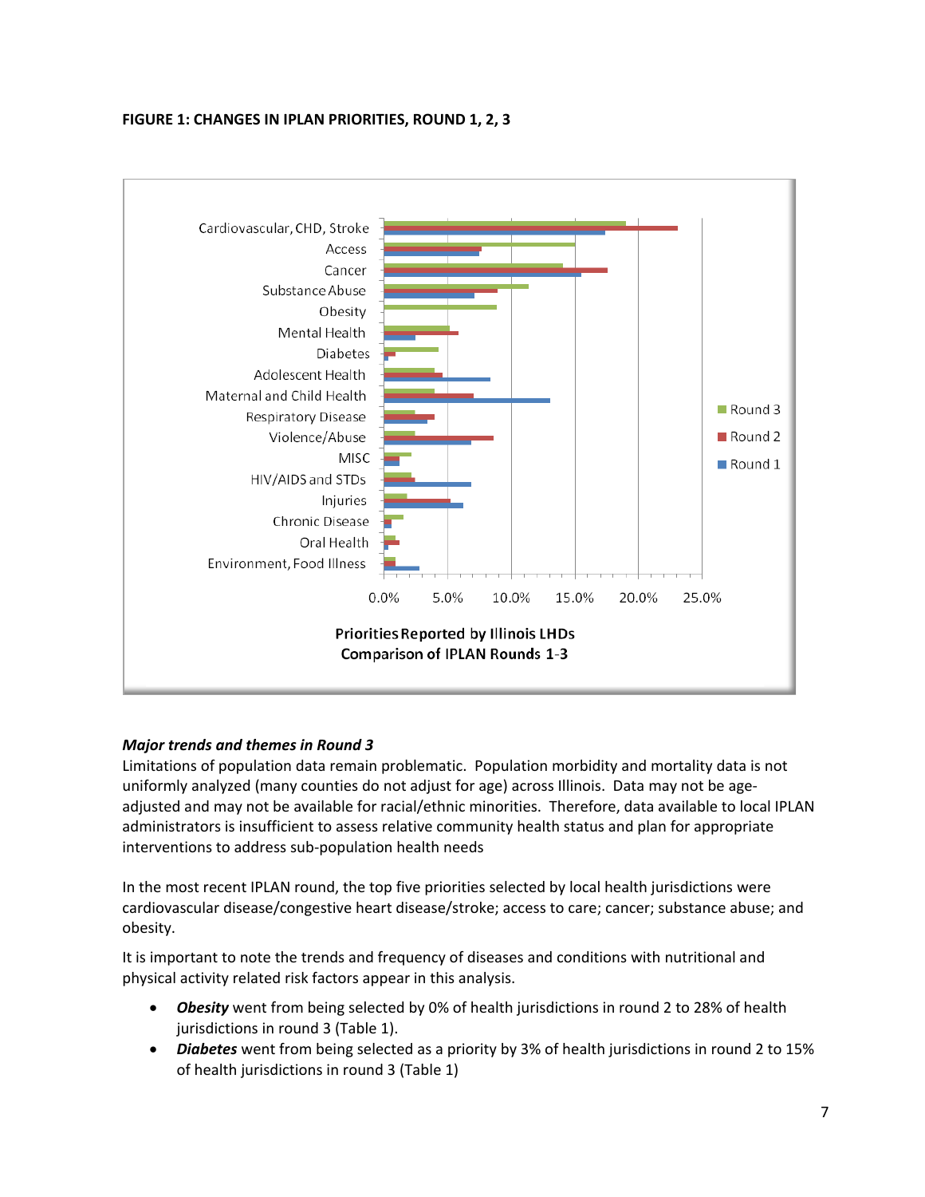**FIGURE 1: CHANGES IN IPLAN PRIORITIES, ROUND 1, 2, 3**

*Major trends and themes in Round 3*

Limitations of population data remain problematic. Population morbidity and mortality data is not uniformly analyzed (many counties do not adjust for age) across Illinois. Data may not be age-adjusted and may not be available for racial/ethnic minorities. Therefore, data available to local IPLAN administrators is insufficient to assess relative community health status and plan for appropriate interventions to address sub-population health needs

In the most recent IPLAN round, the top five priorities selected by local health jurisdictions were cardiovascular disease/congestive heart disease/stroke; access to care; cancer; substance abuse; and obesity.

It is important to note the trends and frequency of diseases and conditions with nutritional and physical activity related risk factors appear in this analysis.

- ***Obesity*** went from being selected by 0% of health jurisdictions in round 2 to 28% of health jurisdictions in round 3 (Table 1).
- ***Diabetes*** went from being selected as a priority by 3% of health jurisdictions in round 2 to 15% of health jurisdictions in round 3 (Table 1)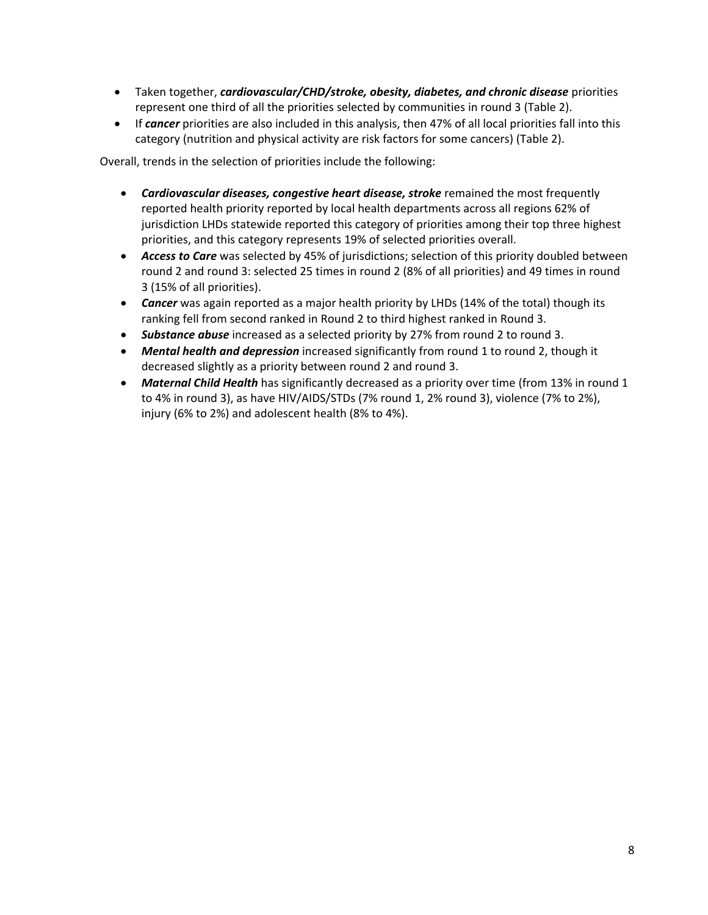- Taken together, ***cardiovascular/CHD/stroke, obesity, diabetes, and chronic disease*** priorities represent one third of all the priorities selected by communities in round 3 (Table 2).
- If ***cancer*** priorities are also included in this analysis, then 47% of all local priorities fall into this category (nutrition and physical activity are risk factors for some cancers) (Table 2).

Overall, trends in the selection of priorities include the following:

- ***Cardiovascular diseases, congestive heart disease, stroke*** remained the most frequently reported health priority reported by local health departments across all regions 62% of jurisdiction LHDs statewide reported this category of priorities among their top three highest priorities, and this category represents 19% of selected priorities overall.
- ***Access to Care*** was selected by 45% of jurisdictions; selection of this priority doubled between round 2 and round 3: selected 25 times in round 2 (8% of all priorities) and 49 times in round 3 (15% of all priorities).
- ***Cancer*** was again reported as a major health priority by LHDs (14% of the total) though its ranking fell from second ranked in Round 2 to third highest ranked in Round 3.
- ***Substance abuse*** increased as a selected priority by 27% from round 2 to round 3.
- ***Mental health and depression*** increased significantly from round 1 to round 2, though it decreased slightly as a priority between round 2 and round 3.
- ***Maternal Child Health*** has significantly decreased as a priority over time (from 13% in round 1 to 4% in round 3), as have HIV/AIDS/STDs (7% round 1, 2% round 3), violence (7% to 2%), injury (6% to 2%) and adolescent health (8% to 4%).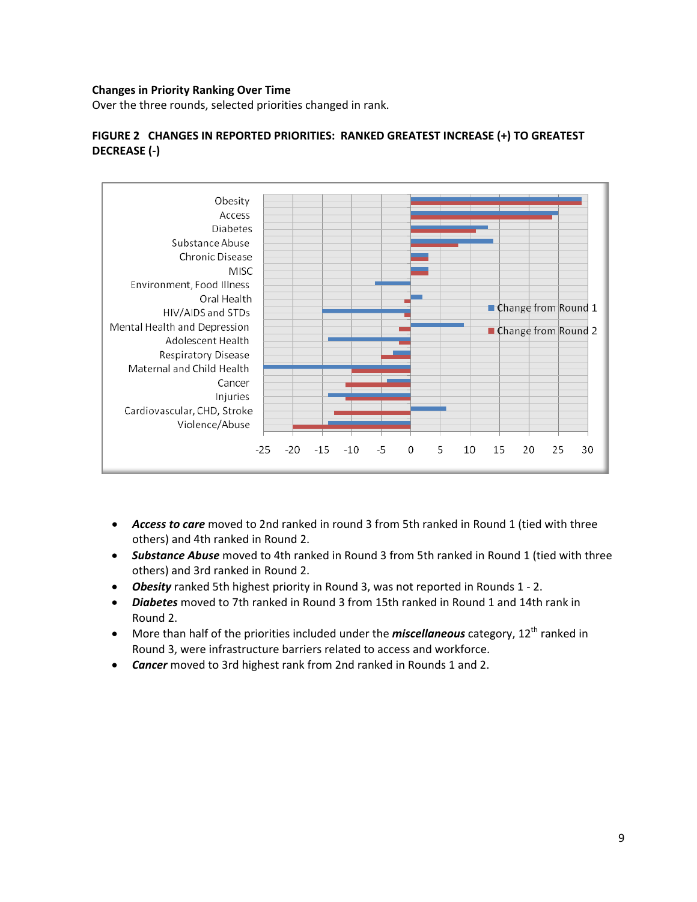**Changes in Priority Ranking Over Time**

Over the three rounds, selected priorities changed in rank.

**FIGURE 2 CHANGES IN REPORTED PRIORITIES: RANKED GREATEST INCREASE (+) TO GREATEST DECREASE (-)**

- ***Access to care*** moved to 2nd ranked in round 3 from 5th ranked in Round 1 (tied with three others) and 4th ranked in Round 2.
- ***Substance Abuse*** moved to 4th ranked in Round 3 from 5th ranked in Round 1 (tied with three others) and 3rd ranked in Round 2.
- ***Obesity*** ranked 5th highest priority in Round 3, was not reported in Rounds 1 - 2.
- ***Diabetes*** moved to 7th ranked in Round 3 from 15th ranked in Round 1 and 14th rank in Round 2.
- More than half of the priorities included under the ***miscellaneous*** category, 12th ranked in Round 3, were infrastructure barriers related to access and workforce.
- ***Cancer*** moved to 3rd highest rank from 2nd ranked in Rounds 1 and 2.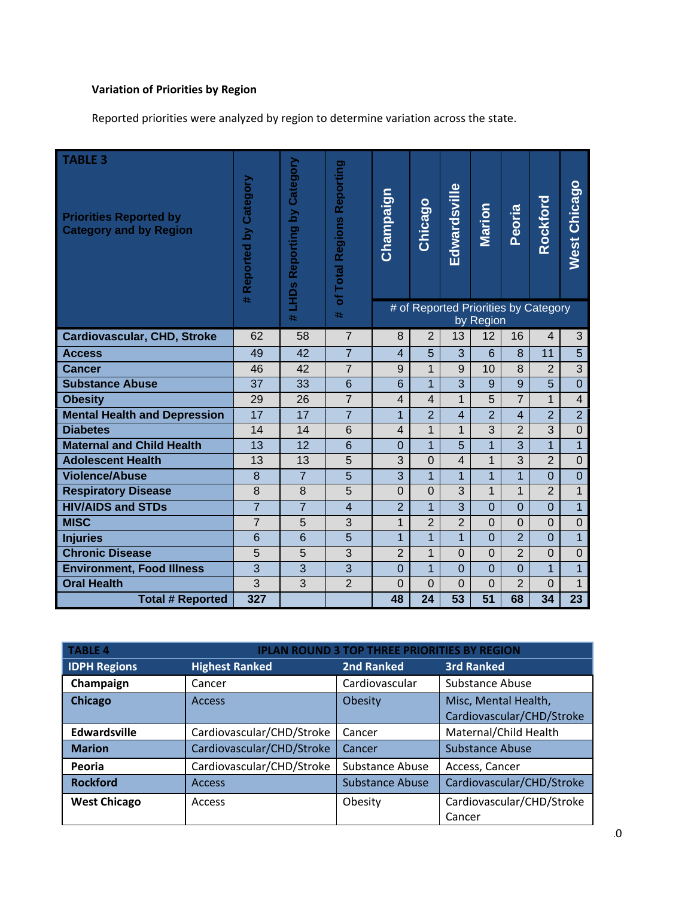**Variation of Priorities by Region**

Reported priorities were analyzed by region to determine variation across the state.

| TABLE 3<br><br>Priorities Reported by Category and by Region | # Reported by Category | # LHDs Reporting by Category | # of Total Regions Reporting | Champaign | Chicago | Edwardsville | Marion | Peoria | Rockford | West Chicago |
|---|---|---|---|---|---|---|---|---|---|---|
| | | | | # of Reported Priorities by Category by Region | | | | | | |
| **Cardiovascular, CHD, Stroke** | 62 | 58 | 7 | 8 | 2 | 13 | 12 | 16 | 4 | 3 |
| **Access** | 49 | 42 | 7 | 4 | 5 | 3 | 6 | 8 | 11 | 5 |
| **Cancer** | 46 | 42 | 7 | 9 | 1 | 9 | 10 | 8 | 2 | 3 |
| **Substance Abuse** | 37 | 33 | 6 | 6 | 1 | 3 | 9 | 9 | 5 | 0 |
| **Obesity** | 29 | 26 | 7 | 4 | 4 | 1 | 5 | 7 | 1 | 4 |
| **Mental Health and Depression** | 17 | 17 | 7 | 1 | 2 | 4 | 2 | 4 | 2 | 2 |
| **Diabetes** | 14 | 14 | 6 | 4 | 1 | 1 | 3 | 2 | 3 | 0 |
| **Maternal and Child Health** | 13 | 12 | 6 | 0 | 1 | 5 | 1 | 3 | 1 | 1 |
| **Adolescent Health** | 13 | 13 | 5 | 3 | 0 | 4 | 1 | 3 | 2 | 0 |
| **Violence/Abuse** | 8 | 7 | 5 | 3 | 1 | 1 | 1 | 1 | 0 | 0 |
| **Respiratory Disease** | 8 | 8 | 5 | 0 | 0 | 3 | 1 | 1 | 2 | 1 |
| **HIV/AIDS and STDs** | 7 | 7 | 4 | 2 | 1 | 3 | 0 | 0 | 0 | 1 |
| **MISC** | 7 | 5 | 3 | 1 | 2 | 2 | 0 | 0 | 0 | 0 |
| **Injuries** | 6 | 6 | 5 | 1 | 1 | 1 | 0 | 2 | 0 | 1 |
| **Chronic Disease** | 5 | 5 | 3 | 2 | 1 | 0 | 0 | 2 | 0 | 0 |
| **Environment, Food Illness** | 3 | 3 | 3 | 0 | 1 | 0 | 0 | 0 | 1 | 1 |
| **Oral Health** | 3 | 3 | 2 | 0 | 0 | 0 | 0 | 2 | 0 | 1 |
| **Total # Reported** | **327** | | | **48** | **24** | **53** | **51** | **68** | **34** | **23** |

| TABLE 4 | IPLAN ROUND 3 TOP THREE PRIORITIES BY REGION | | |
|---|---|---|---|
| **IDPH Regions** | **Highest Ranked** | **2nd Ranked** | **3rd Ranked** |
| **Champaign** | Cancer | Cardiovascular | Substance Abuse |
| **Chicago** | Access | Obesity | Misc, Mental Health, Cardiovascular/CHD/Stroke |
| **Edwardsville** | Cardiovascular/CHD/Stroke | Cancer | Maternal/Child Health |
| **Marion** | Cardiovascular/CHD/Stroke | Cancer | Substance Abuse |
| **Peoria** | Cardiovascular/CHD/Stroke | Substance Abuse | Access, Cancer |
| **Rockford** | Access | Substance Abuse | Cardiovascular/CHD/Stroke |
| **West Chicago** | Access | Obesity | Cardiovascular/CHD/Stroke Cancer |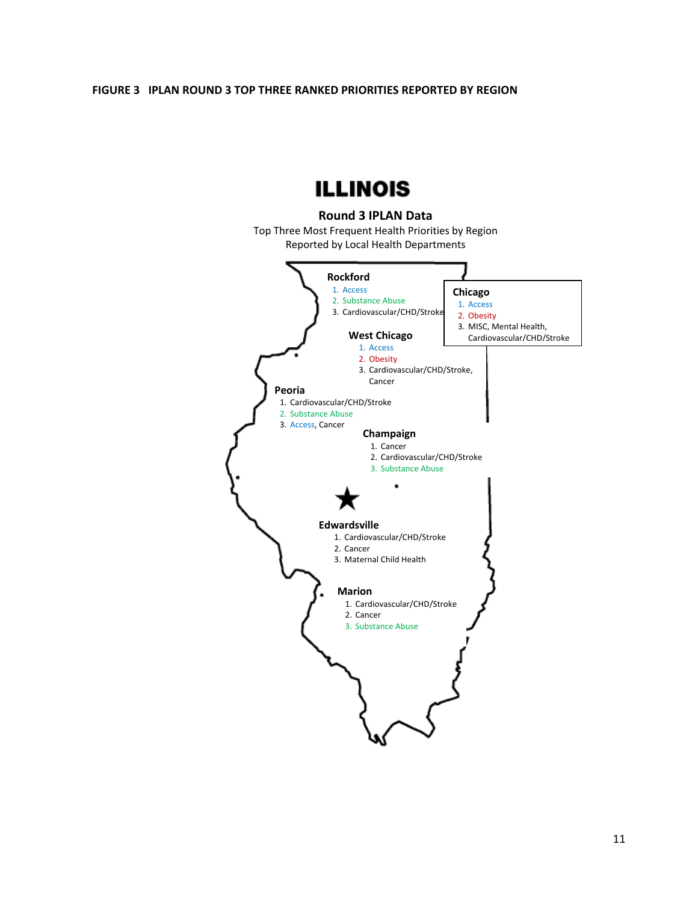**FIGURE 3 IPLAN ROUND 3 TOP THREE RANKED PRIORITIES REPORTED BY REGION**

# ILLINOIS

**Round 3 IPLAN Data**

Top Three Most Frequent Health Priorities by Region
Reported by Local Health Departments

**Rockford**

1. Access
2. Substance Abuse
3. Cardiovascular/CHD/Stroke

**Chicago**

1. Access
2. Obesity
3. MISC, Mental Health, Cardiovascular/CHD/Stroke

**West Chicago**

1. Access
2. Obesity
3. Cardiovascular/CHD/Stroke, Cancer

**Peoria**

1. Cardiovascular/CHD/Stroke
2. Substance Abuse
3. Access, Cancer

**Champaign**

1. Cancer
2. Cardiovascular/CHD/Stroke
3. Substance Abuse

**Edwardsville**

1. Cardiovascular/CHD/Stroke
2. Cancer
3. Maternal Child Health

**Marion**

1. Cardiovascular/CHD/Stroke
2. Cancer
3. Substance Abuse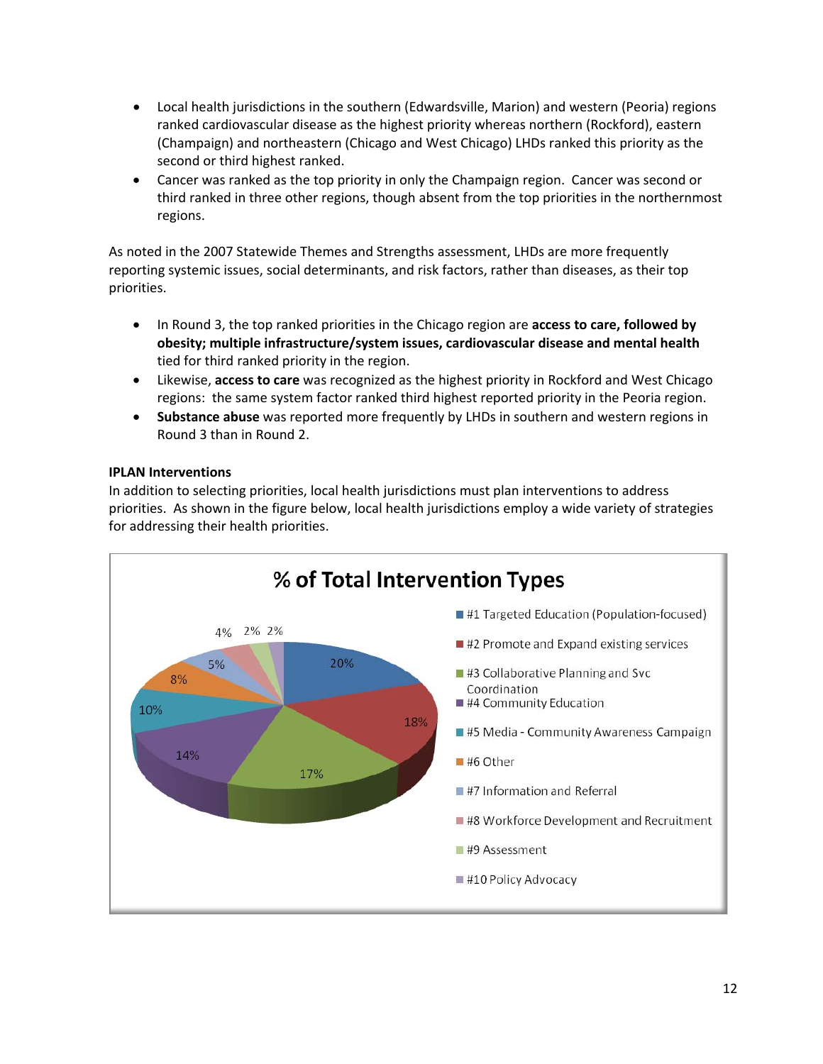- Local health jurisdictions in the southern (Edwardsville, Marion) and western (Peoria) regions ranked cardiovascular disease as the highest priority whereas northern (Rockford), eastern (Champaign) and northeastern (Chicago and West Chicago) LHDs ranked this priority as the second or third highest ranked.
- Cancer was ranked as the top priority in only the Champaign region. Cancer was second or third ranked in three other regions, though absent from the top priorities in the northernmost regions.

As noted in the 2007 Statewide Themes and Strengths assessment, LHDs are more frequently reporting systemic issues, social determinants, and risk factors, rather than diseases, as their top priorities.

- In Round 3, the top ranked priorities in the Chicago region are **access to care, followed by obesity; multiple infrastructure/system issues, cardiovascular disease and mental health** tied for third ranked priority in the region.
- Likewise, **access to care** was recognized as the highest priority in Rockford and West Chicago regions: the same system factor ranked third highest reported priority in the Peoria region.
- **Substance abuse** was reported more frequently by LHDs in southern and western regions in Round 3 than in Round 2.

**IPLAN Interventions**

In addition to selecting priorities, local health jurisdictions must plan interventions to address priorities. As shown in the figure below, local health jurisdictions employ a wide variety of strategies for addressing their health priorities.

**% of Total Intervention Types**

| Intervention Type | % |
|---|---|
| #1 Targeted Education (Population-focused) | 20% |
| #2 Promote and Expand existing services | 18% |
| #3 Collaborative Planning and Svc Coordination | 17% |
| #4 Community Education | 14% |
| #5 Media - Community Awareness Campaign | 10% |
| #6 Other | 8% |
| #7 Information and Referral | 5% |
| #8 Workforce Development and Recruitment | 4% |
| #9 Assessment | 2% |
| #10 Policy Advocacy | 2% |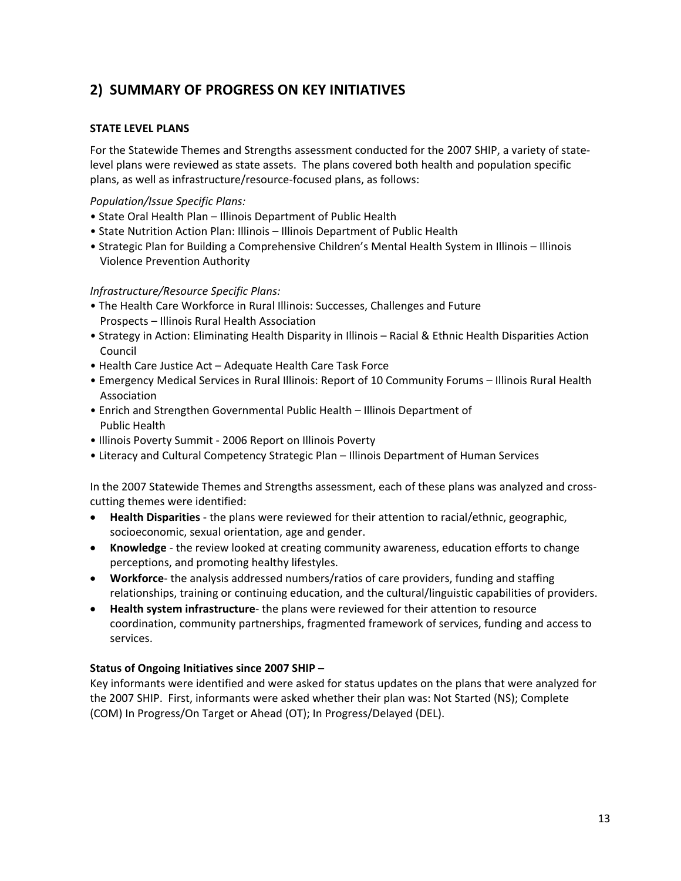## 2) SUMMARY OF PROGRESS ON KEY INITIATIVES

### STATE LEVEL PLANS

For the Statewide Themes and Strengths assessment conducted for the 2007 SHIP, a variety of state-level plans were reviewed as state assets. The plans covered both health and population specific plans, as well as infrastructure/resource-focused plans, as follows:

*Population/Issue Specific Plans:*

- State Oral Health Plan – Illinois Department of Public Health
- State Nutrition Action Plan: Illinois – Illinois Department of Public Health
- Strategic Plan for Building a Comprehensive Children's Mental Health System in Illinois – Illinois Violence Prevention Authority

*Infrastructure/Resource Specific Plans:*

- The Health Care Workforce in Rural Illinois: Successes, Challenges and Future Prospects – Illinois Rural Health Association
- Strategy in Action: Eliminating Health Disparity in Illinois – Racial & Ethnic Health Disparities Action Council
- Health Care Justice Act – Adequate Health Care Task Force
- Emergency Medical Services in Rural Illinois: Report of 10 Community Forums – Illinois Rural Health Association
- Enrich and Strengthen Governmental Public Health – Illinois Department of Public Health
- Illinois Poverty Summit - 2006 Report on Illinois Poverty
- Literacy and Cultural Competency Strategic Plan – Illinois Department of Human Services

In the 2007 Statewide Themes and Strengths assessment, each of these plans was analyzed and cross-cutting themes were identified:

- **Health Disparities** - the plans were reviewed for their attention to racial/ethnic, geographic, socioeconomic, sexual orientation, age and gender.
- **Knowledge** - the review looked at creating community awareness, education efforts to change perceptions, and promoting healthy lifestyles.
- **Workforce**- the analysis addressed numbers/ratios of care providers, funding and staffing relationships, training or continuing education, and the cultural/linguistic capabilities of providers.
- **Health system infrastructure**- the plans were reviewed for their attention to resource coordination, community partnerships, fragmented framework of services, funding and access to services.

**Status of Ongoing Initiatives since 2007 SHIP –**

Key informants were identified and were asked for status updates on the plans that were analyzed for the 2007 SHIP. First, informants were asked whether their plan was: Not Started (NS); Complete (COM) In Progress/On Target or Ahead (OT); In Progress/Delayed (DEL).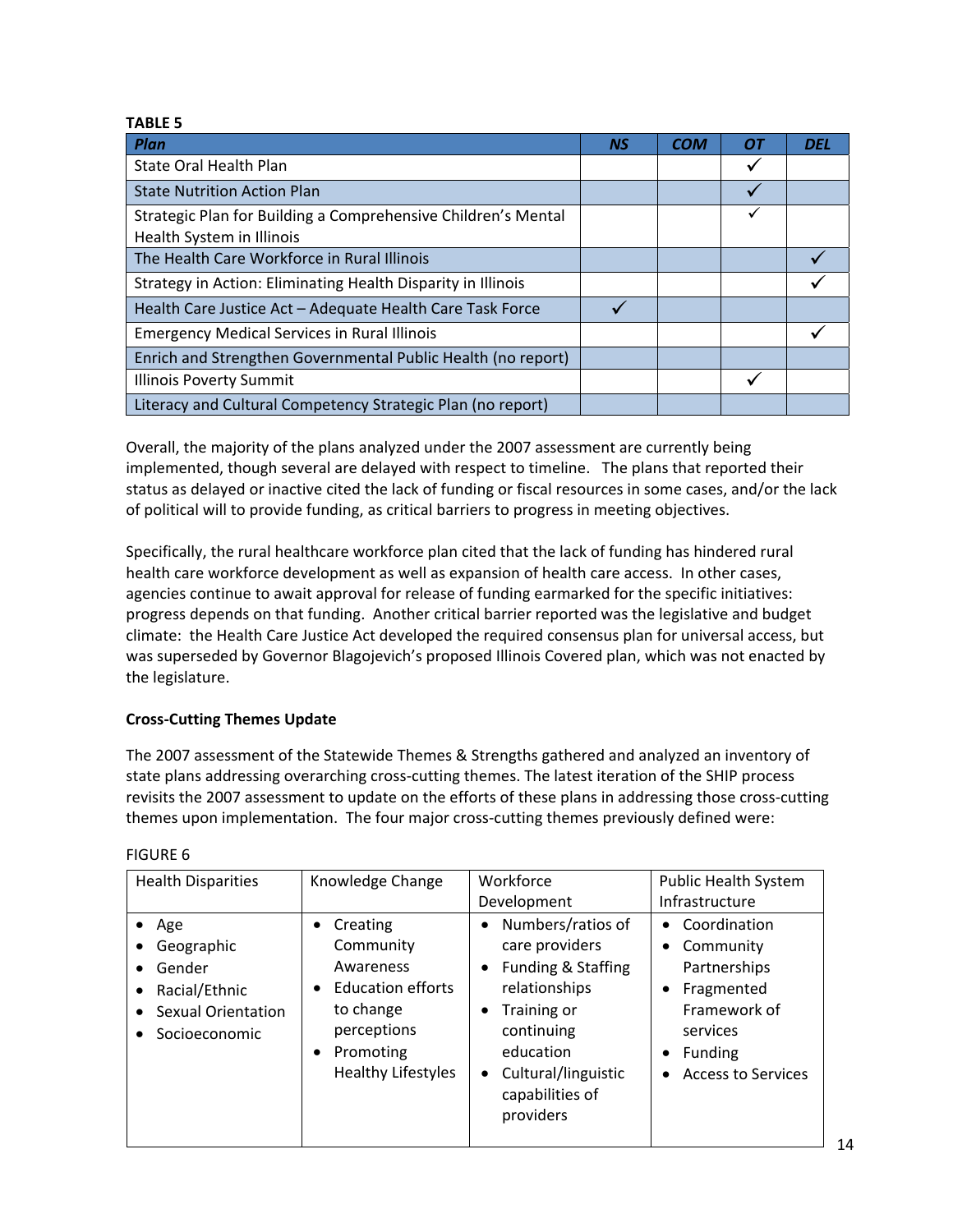**TABLE 5**

| *Plan* | *NS* | *COM* | *OT* | *DEL* |
|---|---|---|---|---|
| State Oral Health Plan | | | ✓ | |
| State Nutrition Action Plan | | | ✓ | |
| Strategic Plan for Building a Comprehensive Children's Mental Health System in Illinois | | | ✓ | |
| The Health Care Workforce in Rural Illinois | | | | ✓ |
| Strategy in Action: Eliminating Health Disparity in Illinois | | | | ✓ |
| Health Care Justice Act – Adequate Health Care Task Force | ✓ | | | |
| Emergency Medical Services in Rural Illinois | | | | ✓ |
| Enrich and Strengthen Governmental Public Health (no report) | | | | |
| Illinois Poverty Summit | | | ✓ | |
| Literacy and Cultural Competency Strategic Plan (no report) | | | | |

Overall, the majority of the plans analyzed under the 2007 assessment are currently being implemented, though several are delayed with respect to timeline. The plans that reported their status as delayed or inactive cited the lack of funding or fiscal resources in some cases, and/or the lack of political will to provide funding, as critical barriers to progress in meeting objectives.

Specifically, the rural healthcare workforce plan cited that the lack of funding has hindered rural health care workforce development as well as expansion of health care access. In other cases, agencies continue to await approval for release of funding earmarked for the specific initiatives: progress depends on that funding. Another critical barrier reported was the legislative and budget climate: the Health Care Justice Act developed the required consensus plan for universal access, but was superseded by Governor Blagojevich's proposed Illinois Covered plan, which was not enacted by the legislature.

**Cross-Cutting Themes Update**

The 2007 assessment of the Statewide Themes & Strengths gathered and analyzed an inventory of state plans addressing overarching cross-cutting themes. The latest iteration of the SHIP process revisits the 2007 assessment to update on the efforts of these plans in addressing those cross-cutting themes upon implementation. The four major cross-cutting themes previously defined were:

FIGURE 6

| Health Disparities | Knowledge Change | Workforce Development | Public Health System Infrastructure |
|---|---|---|---|
| • Age<br>• Geographic<br>• Gender<br>• Racial/Ethnic<br>• Sexual Orientation<br>• Socioeconomic | • Creating Community Awareness<br>• Education efforts to change perceptions<br>• Promoting Healthy Lifestyles | • Numbers/ratios of care providers<br>• Funding & Staffing relationships<br>• Training or continuing education<br>• Cultural/linguistic capabilities of providers | • Coordination<br>• Community Partnerships<br>• Fragmented Framework of services<br>• Funding<br>• Access to Services |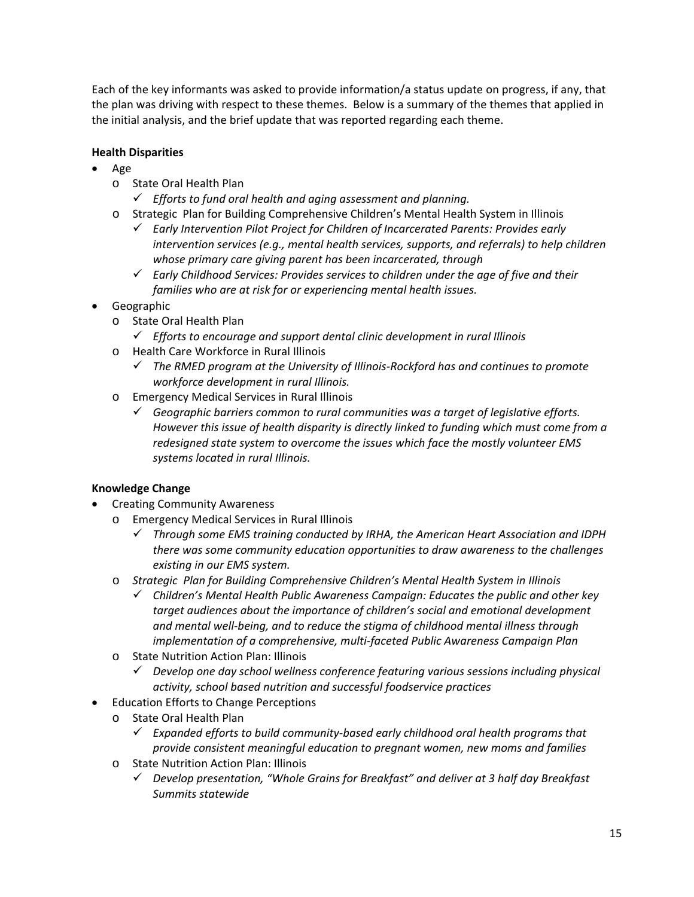Each of the key informants was asked to provide information/a status update on progress, if any, that the plan was driving with respect to these themes. Below is a summary of the themes that applied in the initial analysis, and the brief update that was reported regarding each theme.

**Health Disparities**

- Age
  - State Oral Health Plan
    - ✓ *Efforts to fund oral health and aging assessment and planning.*
  - Strategic Plan for Building Comprehensive Children's Mental Health System in Illinois
    - ✓ *Early Intervention Pilot Project for Children of Incarcerated Parents: Provides early intervention services (e.g., mental health services, supports, and referrals) to help children whose primary care giving parent has been incarcerated, through*
    - ✓ *Early Childhood Services: Provides services to children under the age of five and their families who are at risk for or experiencing mental health issues.*
- Geographic
  - State Oral Health Plan
    - ✓ *Efforts to encourage and support dental clinic development in rural Illinois*
  - Health Care Workforce in Rural Illinois
    - ✓ *The RMED program at the University of Illinois-Rockford has and continues to promote workforce development in rural Illinois.*
  - Emergency Medical Services in Rural Illinois
    - ✓ *Geographic barriers common to rural communities was a target of legislative efforts. However this issue of health disparity is directly linked to funding which must come from a redesigned state system to overcome the issues which face the mostly volunteer EMS systems located in rural Illinois.*

**Knowledge Change**

- Creating Community Awareness
  - Emergency Medical Services in Rural Illinois
    - ✓ *Through some EMS training conducted by IRHA, the American Heart Association and IDPH there was some community education opportunities to draw awareness to the challenges existing in our EMS system.*
  - *Strategic Plan for Building Comprehensive Children's Mental Health System in Illinois*
    - ✓ *Children's Mental Health Public Awareness Campaign: Educates the public and other key target audiences about the importance of children's social and emotional development and mental well-being, and to reduce the stigma of childhood mental illness through implementation of a comprehensive, multi-faceted Public Awareness Campaign Plan*
  - State Nutrition Action Plan: Illinois
    - ✓ *Develop one day school wellness conference featuring various sessions including physical activity, school based nutrition and successful foodservice practices*
- Education Efforts to Change Perceptions
  - State Oral Health Plan
    - ✓ *Expanded efforts to build community-based early childhood oral health programs that provide consistent meaningful education to pregnant women, new moms and families*
  - State Nutrition Action Plan: Illinois
    - ✓ *Develop presentation, "Whole Grains for Breakfast" and deliver at 3 half day Breakfast Summits statewide*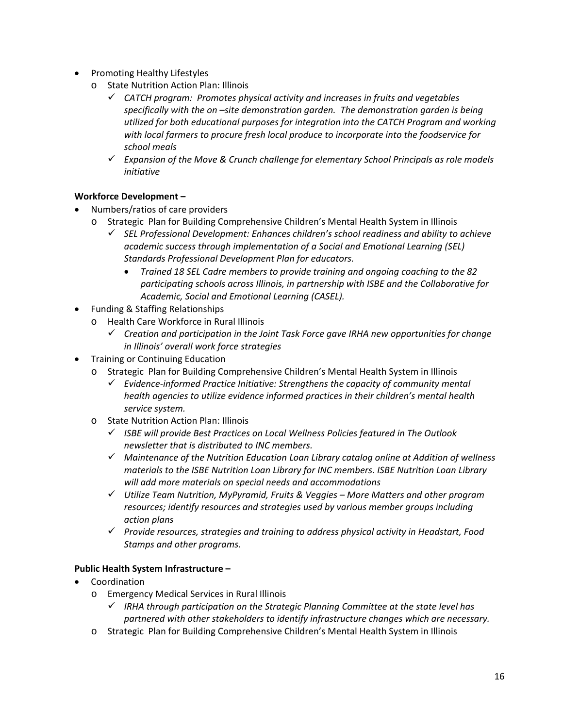- Promoting Healthy Lifestyles
  - State Nutrition Action Plan: Illinois
    - ✓ *CATCH program: Promotes physical activity and increases in fruits and vegetables specifically with the on –site demonstration garden. The demonstration garden is being utilized for both educational purposes for integration into the CATCH Program and working with local farmers to procure fresh local produce to incorporate into the foodservice for school meals*
    - ✓ *Expansion of the Move & Crunch challenge for elementary School Principals as role models initiative*

**Workforce Development –**

- Numbers/ratios of care providers
  - Strategic Plan for Building Comprehensive Children's Mental Health System in Illinois
    - ✓ *SEL Professional Development: Enhances children's school readiness and ability to achieve academic success through implementation of a Social and Emotional Learning (SEL) Standards Professional Development Plan for educators.*
      - *Trained 18 SEL Cadre members to provide training and ongoing coaching to the 82 participating schools across Illinois, in partnership with ISBE and the Collaborative for Academic, Social and Emotional Learning (CASEL).*
- Funding & Staffing Relationships
  - Health Care Workforce in Rural Illinois
    - ✓ *Creation and participation in the Joint Task Force gave IRHA new opportunities for change in Illinois' overall work force strategies*
- Training or Continuing Education
  - Strategic Plan for Building Comprehensive Children's Mental Health System in Illinois
    - ✓ *Evidence-informed Practice Initiative: Strengthens the capacity of community mental health agencies to utilize evidence informed practices in their children's mental health service system.*
  - State Nutrition Action Plan: Illinois
    - ✓ *ISBE will provide Best Practices on Local Wellness Policies featured in The Outlook newsletter that is distributed to INC members.*
    - ✓ *Maintenance of the Nutrition Education Loan Library catalog online at Addition of wellness materials to the ISBE Nutrition Loan Library for INC members. ISBE Nutrition Loan Library will add more materials on special needs and accommodations*
    - ✓ *Utilize Team Nutrition, MyPyramid, Fruits & Veggies – More Matters and other program resources; identify resources and strategies used by various member groups including action plans*
    - ✓ *Provide resources, strategies and training to address physical activity in Headstart, Food Stamps and other programs.*

**Public Health System Infrastructure –**

- Coordination
  - Emergency Medical Services in Rural Illinois
    - ✓ *IRHA through participation on the Strategic Planning Committee at the state level has partnered with other stakeholders to identify infrastructure changes which are necessary.*
  - Strategic Plan for Building Comprehensive Children's Mental Health System in Illinois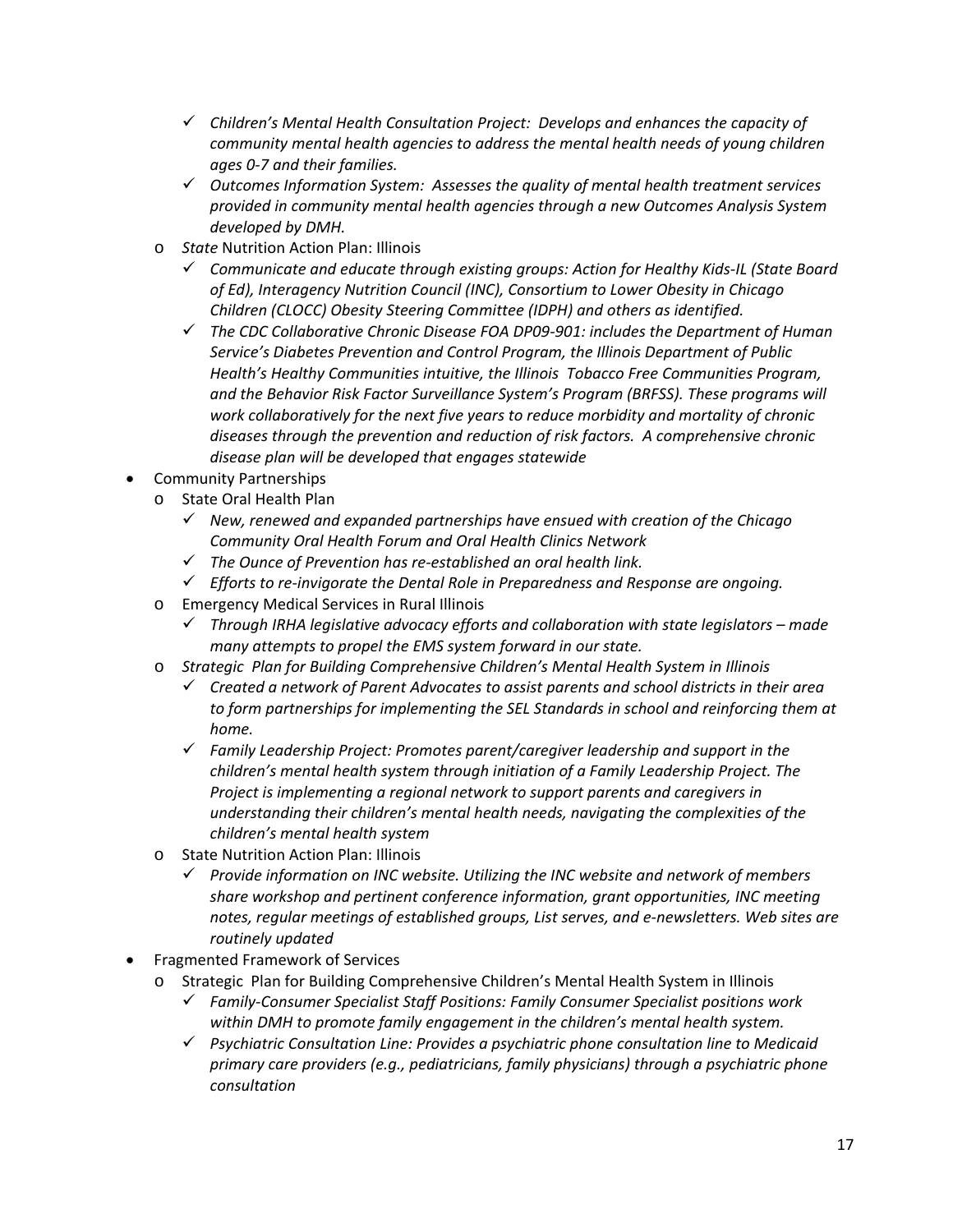- ✓ *Children's Mental Health Consultation Project: Develops and enhances the capacity of community mental health agencies to address the mental health needs of young children ages 0-7 and their families.*
    - ✓ *Outcomes Information System: Assesses the quality of mental health treatment services provided in community mental health agencies through a new Outcomes Analysis System developed by DMH.*
  - *State* Nutrition Action Plan: Illinois
    - ✓ *Communicate and educate through existing groups: Action for Healthy Kids-IL (State Board of Ed), Interagency Nutrition Council (INC), Consortium to Lower Obesity in Chicago Children (CLOCC) Obesity Steering Committee (IDPH) and others as identified.*
    - ✓ *The CDC Collaborative Chronic Disease FOA DP09-901: includes the Department of Human Service's Diabetes Prevention and Control Program, the Illinois Department of Public Health's Healthy Communities intuitive, the Illinois Tobacco Free Communities Program, and the Behavior Risk Factor Surveillance System's Program (BRFSS). These programs will work collaboratively for the next five years to reduce morbidity and mortality of chronic diseases through the prevention and reduction of risk factors. A comprehensive chronic disease plan will be developed that engages statewide*
- Community Partnerships
  - State Oral Health Plan
    - ✓ *New, renewed and expanded partnerships have ensued with creation of the Chicago Community Oral Health Forum and Oral Health Clinics Network*
    - ✓ *The Ounce of Prevention has re-established an oral health link.*
    - ✓ *Efforts to re-invigorate the Dental Role in Preparedness and Response are ongoing.*
  - Emergency Medical Services in Rural Illinois
    - ✓ *Through IRHA legislative advocacy efforts and collaboration with state legislators – made many attempts to propel the EMS system forward in our state.*
  - *Strategic Plan for Building Comprehensive Children's Mental Health System in Illinois*
    - ✓ *Created a network of Parent Advocates to assist parents and school districts in their area to form partnerships for implementing the SEL Standards in school and reinforcing them at home.*
    - ✓ *Family Leadership Project: Promotes parent/caregiver leadership and support in the children's mental health system through initiation of a Family Leadership Project. The Project is implementing a regional network to support parents and caregivers in understanding their children's mental health needs, navigating the complexities of the children's mental health system*
  - State Nutrition Action Plan: Illinois
    - ✓ *Provide information on INC website. Utilizing the INC website and network of members share workshop and pertinent conference information, grant opportunities, INC meeting notes, regular meetings of established groups, List serves, and e-newsletters. Web sites are routinely updated*
- Fragmented Framework of Services
  - Strategic Plan for Building Comprehensive Children's Mental Health System in Illinois
    - ✓ *Family-Consumer Specialist Staff Positions: Family Consumer Specialist positions work within DMH to promote family engagement in the children's mental health system.*
    - ✓ *Psychiatric Consultation Line: Provides a psychiatric phone consultation line to Medicaid primary care providers (e.g., pediatricians, family physicians) through a psychiatric phone consultation*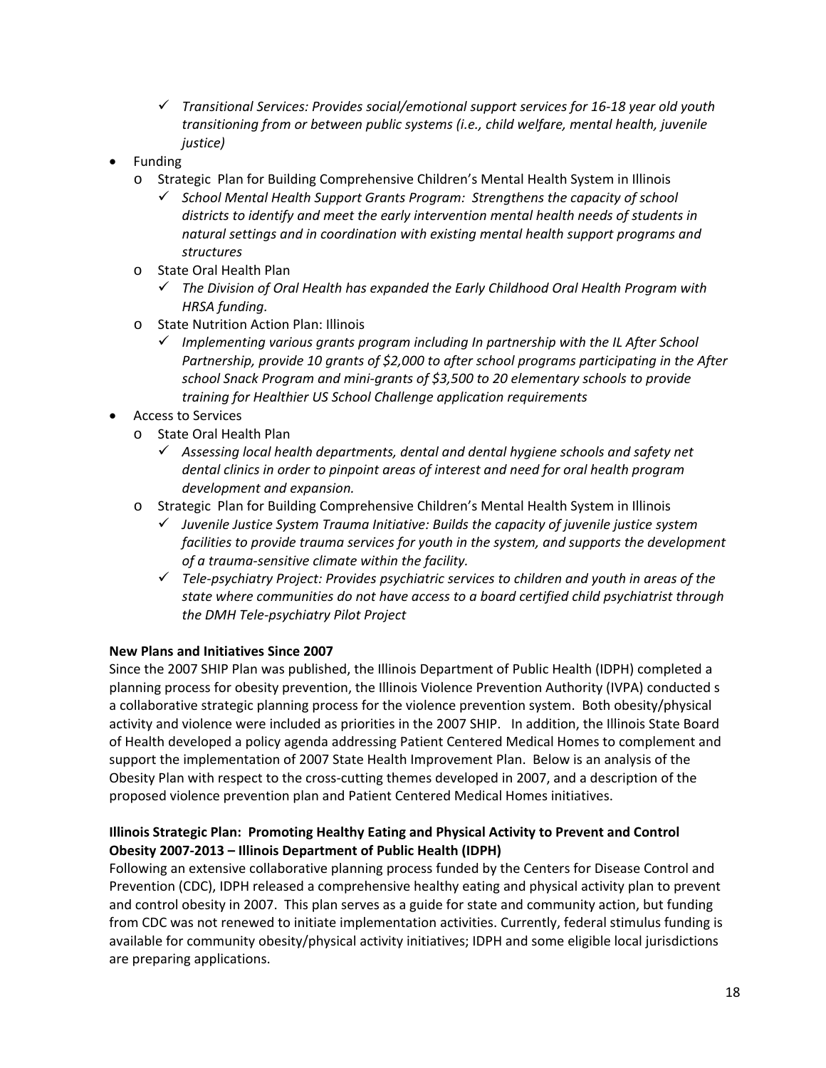- *Transitional Services: Provides social/emotional support services for 16-18 year old youth transitioning from or between public systems (i.e., child welfare, mental health, juvenile justice)*
- Funding
  - Strategic Plan for Building Comprehensive Children's Mental Health System in Illinois
    - *School Mental Health Support Grants Program: Strengthens the capacity of school districts to identify and meet the early intervention mental health needs of students in natural settings and in coordination with existing mental health support programs and structures*
  - State Oral Health Plan
    - *The Division of Oral Health has expanded the Early Childhood Oral Health Program with HRSA funding.*
  - State Nutrition Action Plan: Illinois
    - *Implementing various grants program including In partnership with the IL After School Partnership, provide 10 grants of $2,000 to after school programs participating in the After school Snack Program and mini-grants of $3,500 to 20 elementary schools to provide training for Healthier US School Challenge application requirements*
- Access to Services
  - State Oral Health Plan
    - *Assessing local health departments, dental and dental hygiene schools and safety net dental clinics in order to pinpoint areas of interest and need for oral health program development and expansion.*
  - Strategic Plan for Building Comprehensive Children's Mental Health System in Illinois
    - *Juvenile Justice System Trauma Initiative: Builds the capacity of juvenile justice system facilities to provide trauma services for youth in the system, and supports the development of a trauma-sensitive climate within the facility.*
    - *Tele-psychiatry Project: Provides psychiatric services to children and youth in areas of the state where communities do not have access to a board certified child psychiatrist through the DMH Tele-psychiatry Pilot Project*

**New Plans and Initiatives Since 2007**

Since the 2007 SHIP Plan was published, the Illinois Department of Public Health (IDPH) completed a planning process for obesity prevention, the Illinois Violence Prevention Authority (IVPA) conducted s a collaborative strategic planning process for the violence prevention system. Both obesity/physical activity and violence were included as priorities in the 2007 SHIP. In addition, the Illinois State Board of Health developed a policy agenda addressing Patient Centered Medical Homes to complement and support the implementation of 2007 State Health Improvement Plan. Below is an analysis of the Obesity Plan with respect to the cross-cutting themes developed in 2007, and a description of the proposed violence prevention plan and Patient Centered Medical Homes initiatives.

**Illinois Strategic Plan: Promoting Healthy Eating and Physical Activity to Prevent and Control Obesity 2007-2013 – Illinois Department of Public Health (IDPH)**

Following an extensive collaborative planning process funded by the Centers for Disease Control and Prevention (CDC), IDPH released a comprehensive healthy eating and physical activity plan to prevent and control obesity in 2007. This plan serves as a guide for state and community action, but funding from CDC was not renewed to initiate implementation activities. Currently, federal stimulus funding is available for community obesity/physical activity initiatives; IDPH and some eligible local jurisdictions are preparing applications.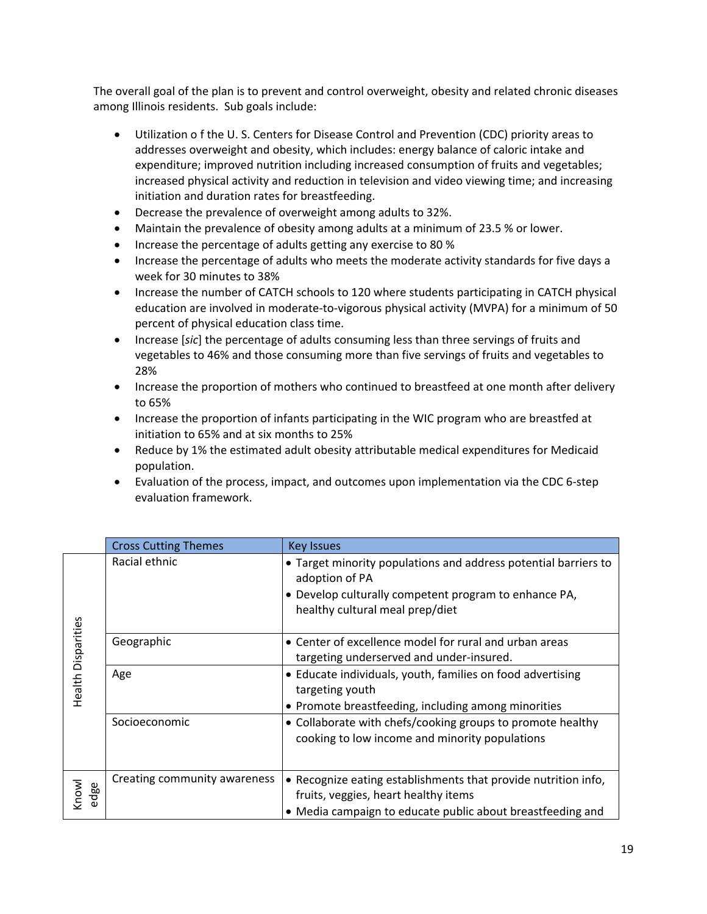The overall goal of the plan is to prevent and control overweight, obesity and related chronic diseases among Illinois residents. Sub goals include:

- Utilization o f the U. S. Centers for Disease Control and Prevention (CDC) priority areas to addresses overweight and obesity, which includes: energy balance of caloric intake and expenditure; improved nutrition including increased consumption of fruits and vegetables; increased physical activity and reduction in television and video viewing time; and increasing initiation and duration rates for breastfeeding.
- Decrease the prevalence of overweight among adults to 32%.
- Maintain the prevalence of obesity among adults at a minimum of 23.5 % or lower.
- Increase the percentage of adults getting any exercise to 80 %
- Increase the percentage of adults who meets the moderate activity standards for five days a week for 30 minutes to 38%
- Increase the number of CATCH schools to 120 where students participating in CATCH physical education are involved in moderate-to-vigorous physical activity (MVPA) for a minimum of 50 percent of physical education class time.
- Increase [*sic*] the percentage of adults consuming less than three servings of fruits and vegetables to 46% and those consuming more than five servings of fruits and vegetables to 28%
- Increase the proportion of mothers who continued to breastfeed at one month after delivery to 65%
- Increase the proportion of infants participating in the WIC program who are breastfed at initiation to 65% and at six months to 25%
- Reduce by 1% the estimated adult obesity attributable medical expenditures for Medicaid population.
- Evaluation of the process, impact, and outcomes upon implementation via the CDC 6-step evaluation framework.

| | Cross Cutting Themes | Key Issues |
|---|---|---|
| Health Disparities | Racial ethnic | • Target minority populations and address potential barriers to adoption of PA<br>• Develop culturally competent program to enhance PA, healthy cultural meal prep/diet |
| | Geographic | • Center of excellence model for rural and urban areas targeting underserved and under-insured. |
| | Age | • Educate individuals, youth, families on food advertising targeting youth<br>• Promote breastfeeding, including among minorities |
| | Socioeconomic | • Collaborate with chefs/cooking groups to promote healthy cooking to low income and minority populations |
| Knowledge | Creating community awareness | • Recognize eating establishments that provide nutrition info, fruits, veggies, heart healthy items<br>• Media campaign to educate public about breastfeeding and |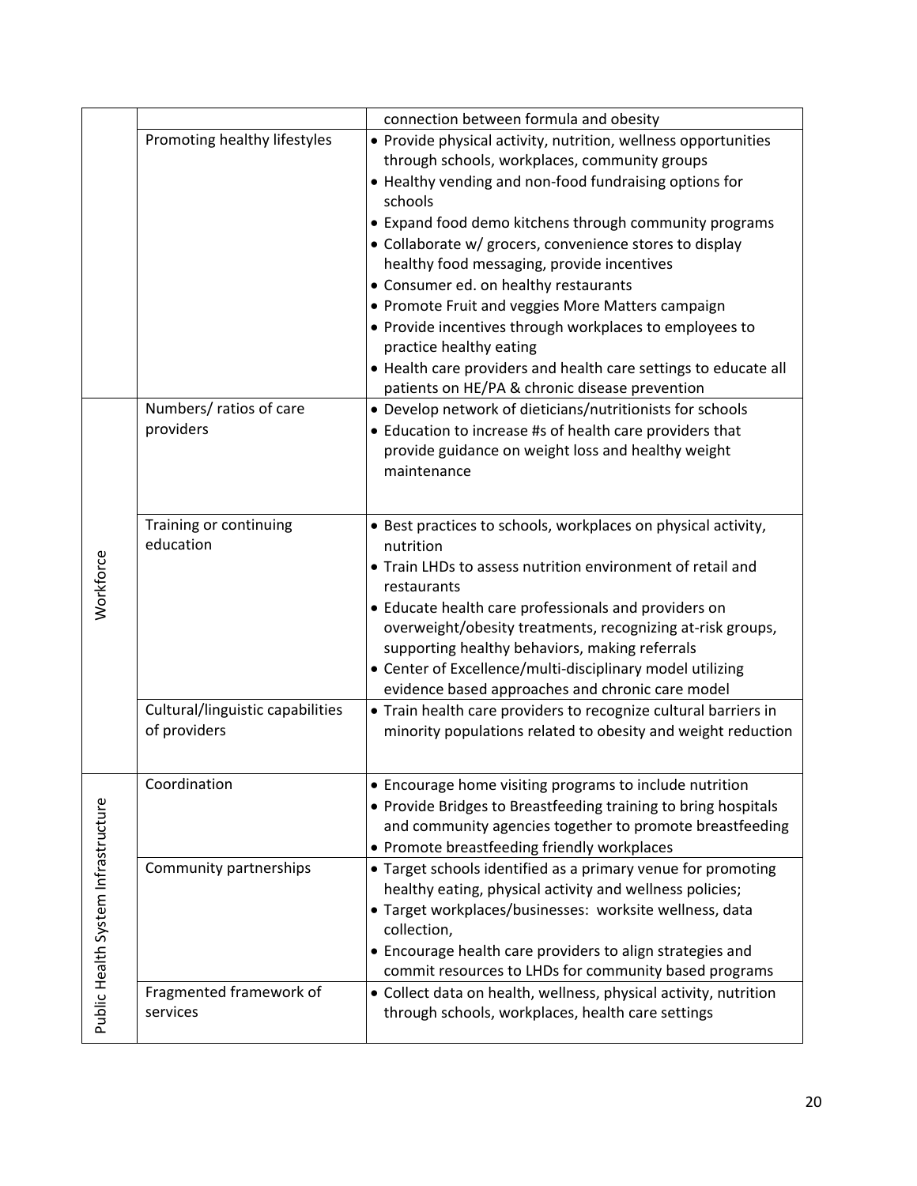| | | |
|---|---|---|
| | | connection between formula and obesity |
| | Promoting healthy lifestyles | • Provide physical activity, nutrition, wellness opportunities through schools, workplaces, community groups<br>• Healthy vending and non-food fundraising options for schools<br>• Expand food demo kitchens through community programs<br>• Collaborate w/ grocers, convenience stores to display healthy food messaging, provide incentives<br>• Consumer ed. on healthy restaurants<br>• Promote Fruit and veggies More Matters campaign<br>• Provide incentives through workplaces to employees to practice healthy eating<br>• Health care providers and health care settings to educate all patients on HE/PA & chronic disease prevention |
| Workforce | Numbers/ ratios of care providers | • Develop network of dieticians/nutritionists for schools<br>• Education to increase #s of health care providers that provide guidance on weight loss and healthy weight maintenance |
| | Training or continuing education | • Best practices to schools, workplaces on physical activity, nutrition<br>• Train LHDs to assess nutrition environment of retail and restaurants<br>• Educate health care professionals and providers on overweight/obesity treatments, recognizing at-risk groups, supporting healthy behaviors, making referrals<br>• Center of Excellence/multi-disciplinary model utilizing evidence based approaches and chronic care model |
| | Cultural/linguistic capabilities of providers | • Train health care providers to recognize cultural barriers in minority populations related to obesity and weight reduction |
| Public Health System Infrastructure | Coordination | • Encourage home visiting programs to include nutrition<br>• Provide Bridges to Breastfeeding training to bring hospitals and community agencies together to promote breastfeeding<br>• Promote breastfeeding friendly workplaces |
| | Community partnerships | • Target schools identified as a primary venue for promoting healthy eating, physical activity and wellness policies;<br>• Target workplaces/businesses: worksite wellness, data collection,<br>• Encourage health care providers to align strategies and commit resources to LHDs for community based programs |
| | Fragmented framework of services | • Collect data on health, wellness, physical activity, nutrition through schools, workplaces, health care settings |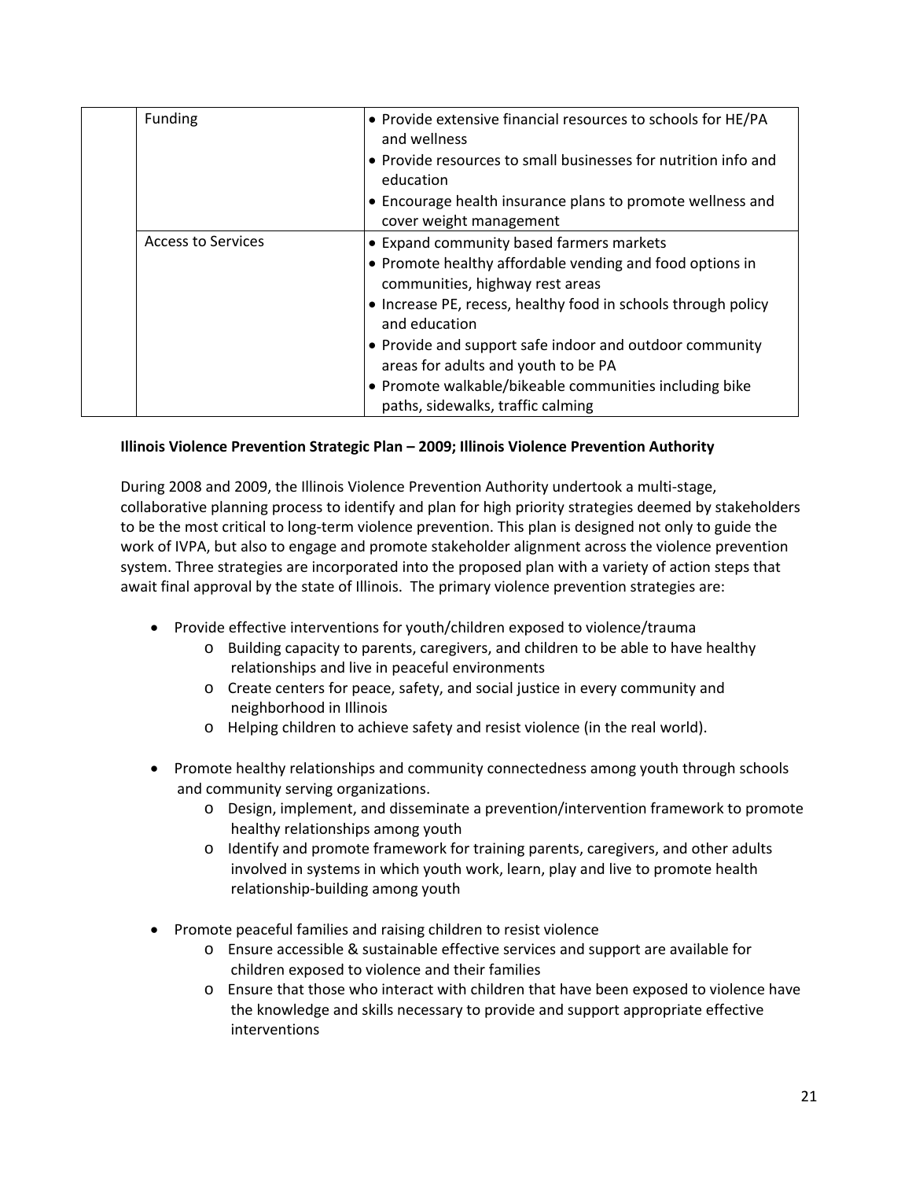| | | |
|---|---|---|
| | Funding | • Provide extensive financial resources to schools for HE/PA and wellness<br>• Provide resources to small businesses for nutrition info and education<br>• Encourage health insurance plans to promote wellness and cover weight management |
| | Access to Services | • Expand community based farmers markets<br>• Promote healthy affordable vending and food options in communities, highway rest areas<br>• Increase PE, recess, healthy food in schools through policy and education<br>• Provide and support safe indoor and outdoor community areas for adults and youth to be PA<br>• Promote walkable/bikeable communities including bike paths, sidewalks, traffic calming |

**Illinois Violence Prevention Strategic Plan – 2009; Illinois Violence Prevention Authority**

During 2008 and 2009, the Illinois Violence Prevention Authority undertook a multi-stage, collaborative planning process to identify and plan for high priority strategies deemed by stakeholders to be the most critical to long-term violence prevention. This plan is designed not only to guide the work of IVPA, but also to engage and promote stakeholder alignment across the violence prevention system. Three strategies are incorporated into the proposed plan with a variety of action steps that await final approval by the state of Illinois. The primary violence prevention strategies are:

- Provide effective interventions for youth/children exposed to violence/trauma
  - Building capacity to parents, caregivers, and children to be able to have healthy relationships and live in peaceful environments
  - Create centers for peace, safety, and social justice in every community and neighborhood in Illinois
  - Helping children to achieve safety and resist violence (in the real world).

- Promote healthy relationships and community connectedness among youth through schools and community serving organizations.
  - Design, implement, and disseminate a prevention/intervention framework to promote healthy relationships among youth
  - Identify and promote framework for training parents, caregivers, and other adults involved in systems in which youth work, learn, play and live to promote health relationship-building among youth

- Promote peaceful families and raising children to resist violence
  - Ensure accessible & sustainable effective services and support are available for children exposed to violence and their families
  - Ensure that those who interact with children that have been exposed to violence have the knowledge and skills necessary to provide and support appropriate effective interventions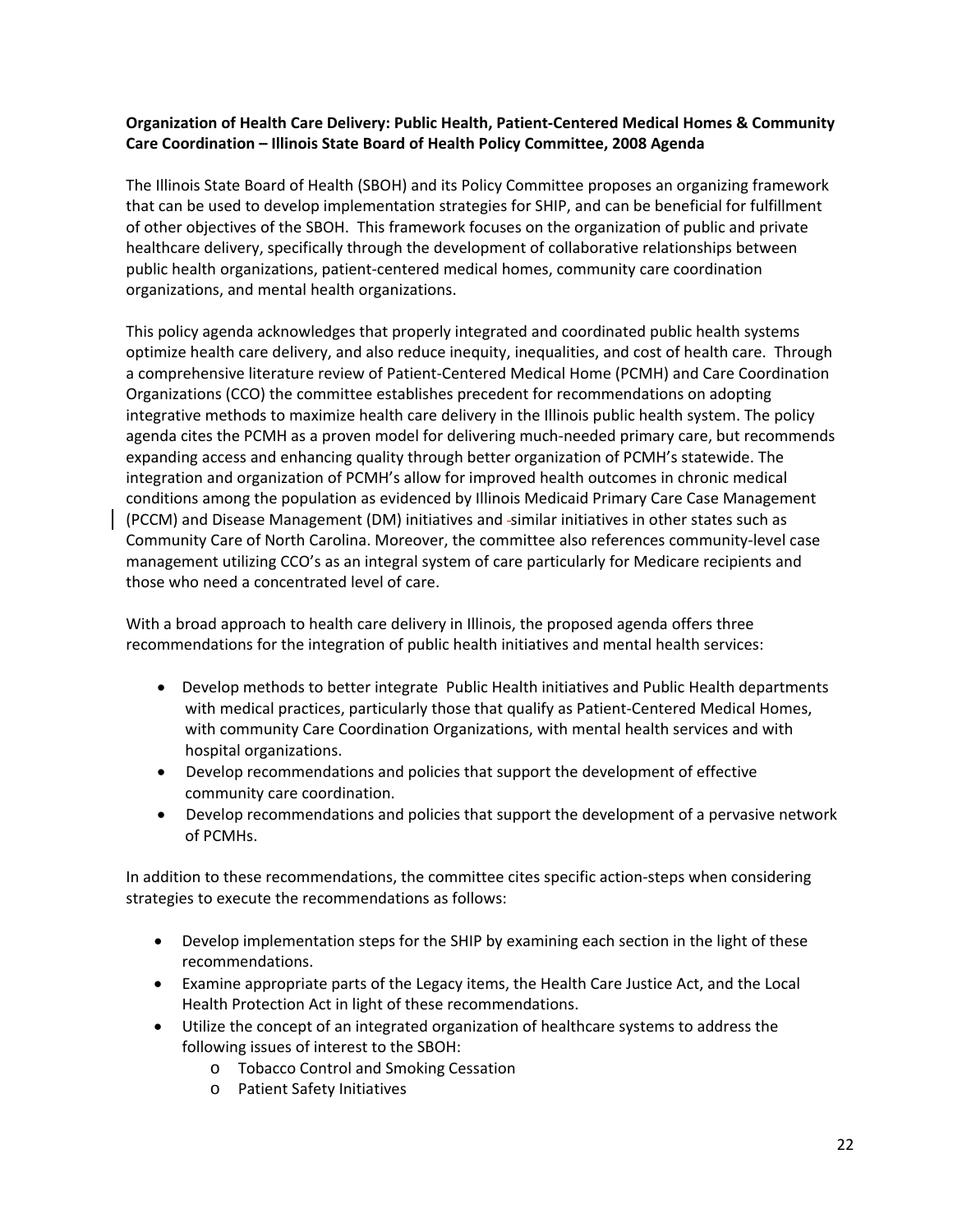**Organization of Health Care Delivery: Public Health, Patient-Centered Medical Homes & Community Care Coordination – Illinois State Board of Health Policy Committee, 2008 Agenda**

The Illinois State Board of Health (SBOH) and its Policy Committee proposes an organizing framework that can be used to develop implementation strategies for SHIP, and can be beneficial for fulfillment of other objectives of the SBOH. This framework focuses on the organization of public and private healthcare delivery, specifically through the development of collaborative relationships between public health organizations, patient-centered medical homes, community care coordination organizations, and mental health organizations.

This policy agenda acknowledges that properly integrated and coordinated public health systems optimize health care delivery, and also reduce inequity, inequalities, and cost of health care. Through a comprehensive literature review of Patient-Centered Medical Home (PCMH) and Care Coordination Organizations (CCO) the committee establishes precedent for recommendations on adopting integrative methods to maximize health care delivery in the Illinois public health system. The policy agenda cites the PCMH as a proven model for delivering much-needed primary care, but recommends expanding access and enhancing quality through better organization of PCMH's statewide. The integration and organization of PCMH's allow for improved health outcomes in chronic medical conditions among the population as evidenced by Illinois Medicaid Primary Care Case Management (PCCM) and Disease Management (DM) initiatives and similar initiatives in other states such as Community Care of North Carolina. Moreover, the committee also references community-level case management utilizing CCO's as an integral system of care particularly for Medicare recipients and those who need a concentrated level of care.

With a broad approach to health care delivery in Illinois, the proposed agenda offers three recommendations for the integration of public health initiatives and mental health services:

- Develop methods to better integrate Public Health initiatives and Public Health departments with medical practices, particularly those that qualify as Patient-Centered Medical Homes, with community Care Coordination Organizations, with mental health services and with hospital organizations.
- Develop recommendations and policies that support the development of effective community care coordination.
- Develop recommendations and policies that support the development of a pervasive network of PCMHs.

In addition to these recommendations, the committee cites specific action-steps when considering strategies to execute the recommendations as follows:

- Develop implementation steps for the SHIP by examining each section in the light of these recommendations.
- Examine appropriate parts of the Legacy items, the Health Care Justice Act, and the Local Health Protection Act in light of these recommendations.
- Utilize the concept of an integrated organization of healthcare systems to address the following issues of interest to the SBOH:
    - Tobacco Control and Smoking Cessation
    - Patient Safety Initiatives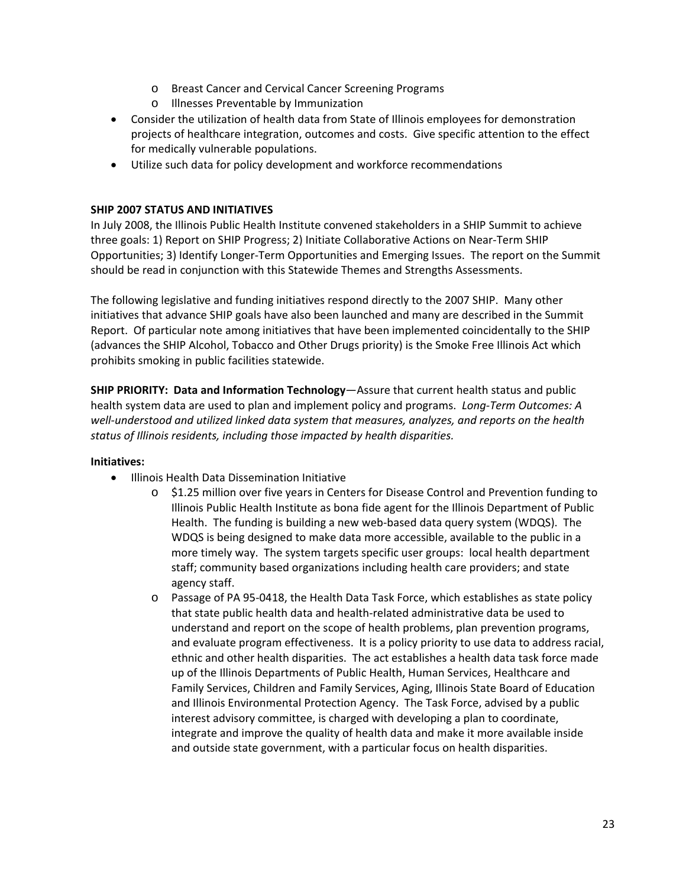- Breast Cancer and Cervical Cancer Screening Programs
    - Illnesses Preventable by Immunization
- Consider the utilization of health data from State of Illinois employees for demonstration projects of healthcare integration, outcomes and costs. Give specific attention to the effect for medically vulnerable populations.
- Utilize such data for policy development and workforce recommendations

**SHIP 2007 STATUS AND INITIATIVES**

In July 2008, the Illinois Public Health Institute convened stakeholders in a SHIP Summit to achieve three goals: 1) Report on SHIP Progress; 2) Initiate Collaborative Actions on Near-Term SHIP Opportunities; 3) Identify Longer-Term Opportunities and Emerging Issues. The report on the Summit should be read in conjunction with this Statewide Themes and Strengths Assessments.

The following legislative and funding initiatives respond directly to the 2007 SHIP. Many other initiatives that advance SHIP goals have also been launched and many are described in the Summit Report. Of particular note among initiatives that have been implemented coincidentally to the SHIP (advances the SHIP Alcohol, Tobacco and Other Drugs priority) is the Smoke Free Illinois Act which prohibits smoking in public facilities statewide.

**SHIP PRIORITY: Data and Information Technology**—Assure that current health status and public health system data are used to plan and implement policy and programs. *Long-Term Outcomes: A well-understood and utilized linked data system that measures, analyzes, and reports on the health status of Illinois residents, including those impacted by health disparities.*

**Initiatives:**

- Illinois Health Data Dissemination Initiative
    - $1.25 million over five years in Centers for Disease Control and Prevention funding to Illinois Public Health Institute as bona fide agent for the Illinois Department of Public Health. The funding is building a new web-based data query system (WDQS). The WDQS is being designed to make data more accessible, available to the public in a more timely way. The system targets specific user groups: local health department staff; community based organizations including health care providers; and state agency staff.
    - Passage of PA 95-0418, the Health Data Task Force, which establishes as state policy that state public health data and health-related administrative data be used to understand and report on the scope of health problems, plan prevention programs, and evaluate program effectiveness. It is a policy priority to use data to address racial, ethnic and other health disparities. The act establishes a health data task force made up of the Illinois Departments of Public Health, Human Services, Healthcare and Family Services, Children and Family Services, Aging, Illinois State Board of Education and Illinois Environmental Protection Agency. The Task Force, advised by a public interest advisory committee, is charged with developing a plan to coordinate, integrate and improve the quality of health data and make it more available inside and outside state government, with a particular focus on health disparities.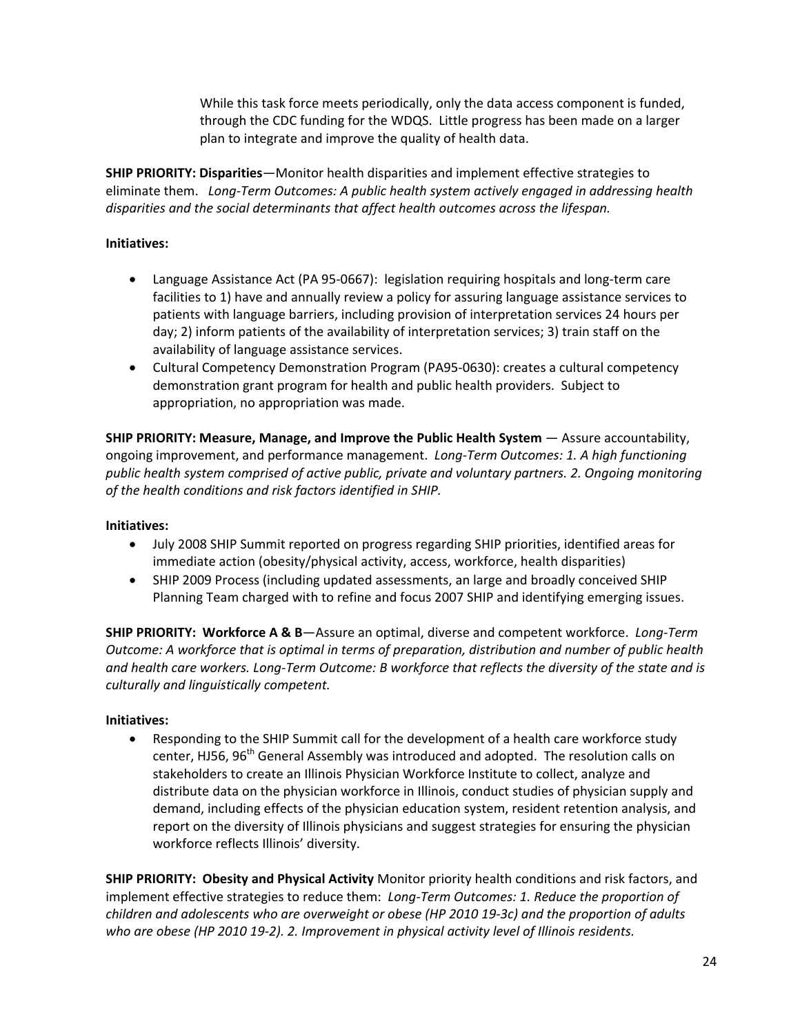While this task force meets periodically, only the data access component is funded, through the CDC funding for the WDQS. Little progress has been made on a larger plan to integrate and improve the quality of health data.

**SHIP PRIORITY: Disparities**—Monitor health disparities and implement effective strategies to eliminate them. *Long-Term Outcomes: A public health system actively engaged in addressing health disparities and the social determinants that affect health outcomes across the lifespan.*

**Initiatives:**

- Language Assistance Act (PA 95-0667): legislation requiring hospitals and long-term care facilities to 1) have and annually review a policy for assuring language assistance services to patients with language barriers, including provision of interpretation services 24 hours per day; 2) inform patients of the availability of interpretation services; 3) train staff on the availability of language assistance services.
- Cultural Competency Demonstration Program (PA95-0630): creates a cultural competency demonstration grant program for health and public health providers. Subject to appropriation, no appropriation was made.

**SHIP PRIORITY: Measure, Manage, and Improve the Public Health System** — Assure accountability, ongoing improvement, and performance management. *Long-Term Outcomes: 1. A high functioning public health system comprised of active public, private and voluntary partners. 2. Ongoing monitoring of the health conditions and risk factors identified in SHIP.*

**Initiatives:**

- July 2008 SHIP Summit reported on progress regarding SHIP priorities, identified areas for immediate action (obesity/physical activity, access, workforce, health disparities)
- SHIP 2009 Process (including updated assessments, an large and broadly conceived SHIP Planning Team charged with to refine and focus 2007 SHIP and identifying emerging issues.

**SHIP PRIORITY: Workforce A & B**—Assure an optimal, diverse and competent workforce. *Long-Term Outcome: A workforce that is optimal in terms of preparation, distribution and number of public health and health care workers. Long-Term Outcome: B workforce that reflects the diversity of the state and is culturally and linguistically competent.*

**Initiatives:**

- Responding to the SHIP Summit call for the development of a health care workforce study center, HJ56, 96th General Assembly was introduced and adopted. The resolution calls on stakeholders to create an Illinois Physician Workforce Institute to collect, analyze and distribute data on the physician workforce in Illinois, conduct studies of physician supply and demand, including effects of the physician education system, resident retention analysis, and report on the diversity of Illinois physicians and suggest strategies for ensuring the physician workforce reflects Illinois' diversity.

**SHIP PRIORITY: Obesity and Physical Activity** Monitor priority health conditions and risk factors, and implement effective strategies to reduce them: *Long-Term Outcomes: 1. Reduce the proportion of children and adolescents who are overweight or obese (HP 2010 19-3c) and the proportion of adults who are obese (HP 2010 19-2). 2. Improvement in physical activity level of Illinois residents.*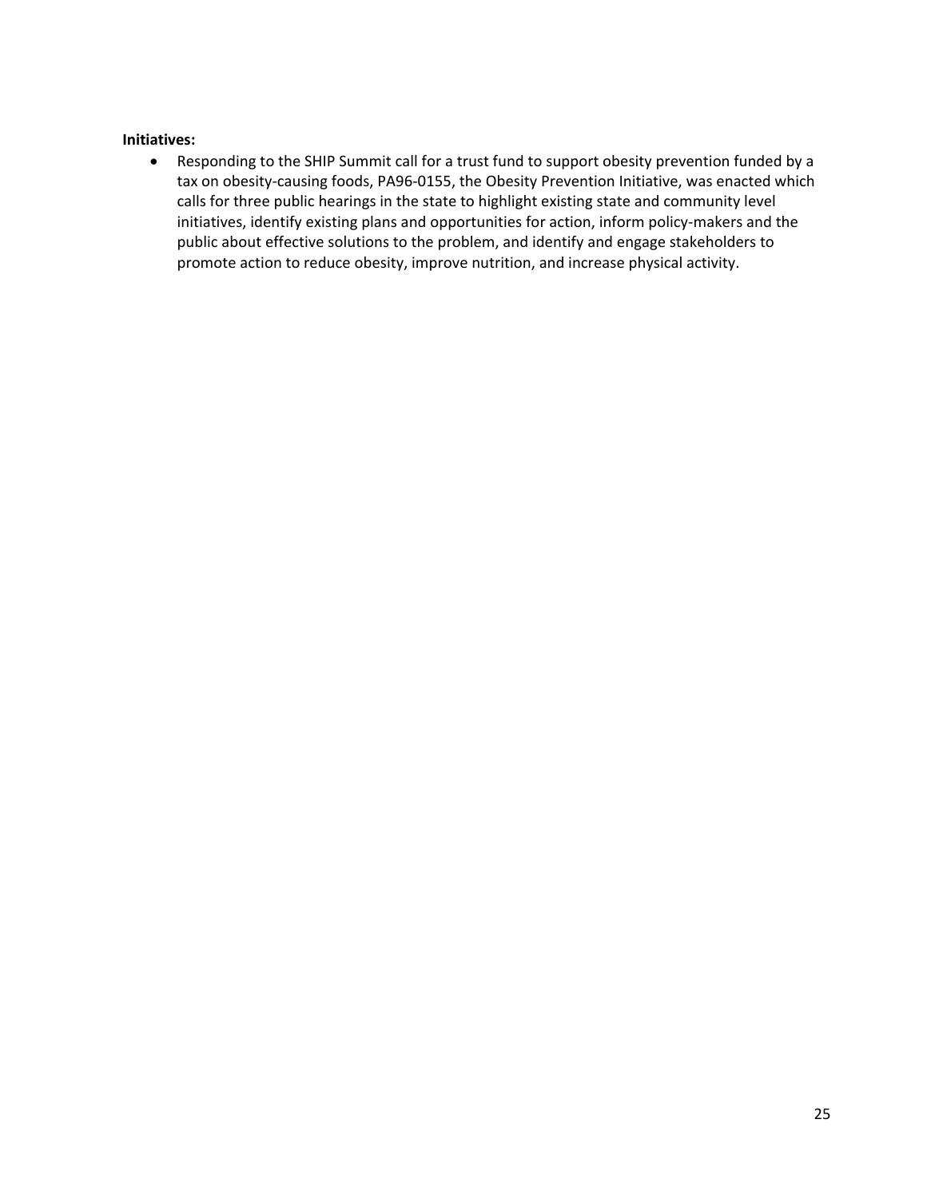**Initiatives:**

- Responding to the SHIP Summit call for a trust fund to support obesity prevention funded by a tax on obesity-causing foods, PA96-0155, the Obesity Prevention Initiative, was enacted which calls for three public hearings in the state to highlight existing state and community level initiatives, identify existing plans and opportunities for action, inform policy-makers and the public about effective solutions to the problem, and identify and engage stakeholders to promote action to reduce obesity, improve nutrition, and increase physical activity.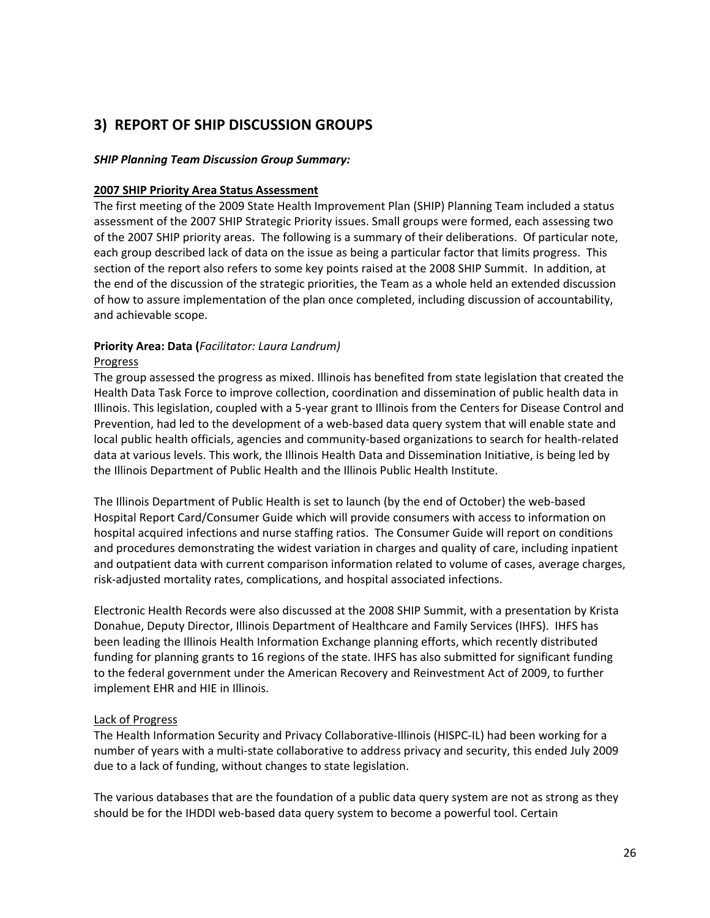## 3) REPORT OF SHIP DISCUSSION GROUPS

***SHIP Planning Team Discussion Group Summary:***

**<u>2007 SHIP Priority Area Status Assessment</u>**

The first meeting of the 2009 State Health Improvement Plan (SHIP) Planning Team included a status assessment of the 2007 SHIP Strategic Priority issues. Small groups were formed, each assessing two of the 2007 SHIP priority areas. The following is a summary of their deliberations. Of particular note, each group described lack of data on the issue as being a particular factor that limits progress. This section of the report also refers to some key points raised at the 2008 SHIP Summit. In addition, at the end of the discussion of the strategic priorities, the Team as a whole held an extended discussion of how to assure implementation of the plan once completed, including discussion of accountability, and achievable scope.

**Priority Area: Data (***Facilitator: Laura Landrum)*

<u>Progress</u>

The group assessed the progress as mixed. Illinois has benefited from state legislation that created the Health Data Task Force to improve collection, coordination and dissemination of public health data in Illinois. This legislation, coupled with a 5-year grant to Illinois from the Centers for Disease Control and Prevention, had led to the development of a web-based data query system that will enable state and local public health officials, agencies and community-based organizations to search for health-related data at various levels. This work, the Illinois Health Data and Dissemination Initiative, is being led by the Illinois Department of Public Health and the Illinois Public Health Institute.

The Illinois Department of Public Health is set to launch (by the end of October) the web-based Hospital Report Card/Consumer Guide which will provide consumers with access to information on hospital acquired infections and nurse staffing ratios. The Consumer Guide will report on conditions and procedures demonstrating the widest variation in charges and quality of care, including inpatient and outpatient data with current comparison information related to volume of cases, average charges, risk-adjusted mortality rates, complications, and hospital associated infections.

Electronic Health Records were also discussed at the 2008 SHIP Summit, with a presentation by Krista Donahue, Deputy Director, Illinois Department of Healthcare and Family Services (IHFS). IHFS has been leading the Illinois Health Information Exchange planning efforts, which recently distributed funding for planning grants to 16 regions of the state. IHFS has also submitted for significant funding to the federal government under the American Recovery and Reinvestment Act of 2009, to further implement EHR and HIE in Illinois.

<u>Lack of Progress</u>

The Health Information Security and Privacy Collaborative-Illinois (HISPC-IL) had been working for a number of years with a multi-state collaborative to address privacy and security, this ended July 2009 due to a lack of funding, without changes to state legislation.

The various databases that are the foundation of a public data query system are not as strong as they should be for the IHDDI web-based data query system to become a powerful tool. Certain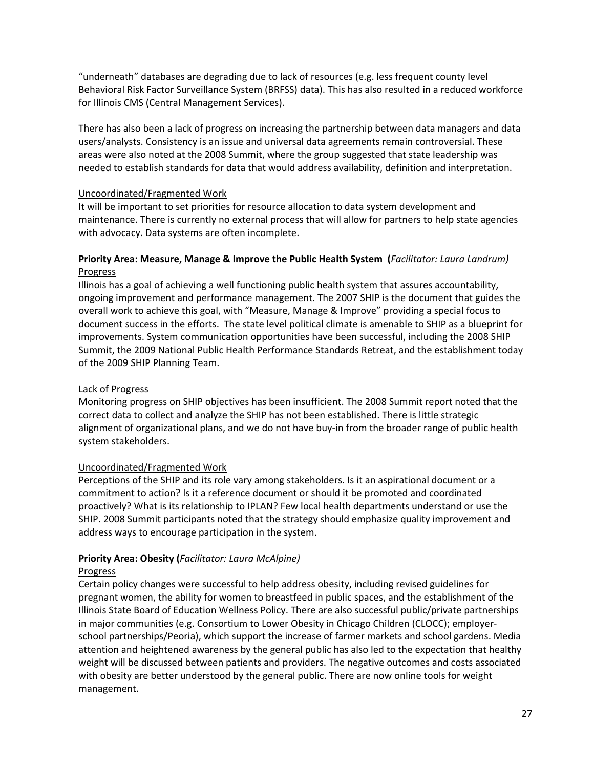"underneath" databases are degrading due to lack of resources (e.g. less frequent county level Behavioral Risk Factor Surveillance System (BRFSS) data). This has also resulted in a reduced workforce for Illinois CMS (Central Management Services).

There has also been a lack of progress on increasing the partnership between data managers and data users/analysts. Consistency is an issue and universal data agreements remain controversial. These areas were also noted at the 2008 Summit, where the group suggested that state leadership was needed to establish standards for data that would address availability, definition and interpretation.

<u>Uncoordinated/Fragmented Work</u>

It will be important to set priorities for resource allocation to data system development and maintenance. There is currently no external process that will allow for partners to help state agencies with advocacy. Data systems are often incomplete.

**Priority Area: Measure, Manage & Improve the Public Health System (***Facilitator: Laura Landrum)*

<u>Progress</u>

Illinois has a goal of achieving a well functioning public health system that assures accountability, ongoing improvement and performance management. The 2007 SHIP is the document that guides the overall work to achieve this goal, with "Measure, Manage & Improve" providing a special focus to document success in the efforts. The state level political climate is amenable to SHIP as a blueprint for improvements. System communication opportunities have been successful, including the 2008 SHIP Summit, the 2009 National Public Health Performance Standards Retreat, and the establishment today of the 2009 SHIP Planning Team.

<u>Lack of Progress</u>

Monitoring progress on SHIP objectives has been insufficient. The 2008 Summit report noted that the correct data to collect and analyze the SHIP has not been established. There is little strategic alignment of organizational plans, and we do not have buy-in from the broader range of public health system stakeholders.

<u>Uncoordinated/Fragmented Work</u>

Perceptions of the SHIP and its role vary among stakeholders. Is it an aspirational document or a commitment to action? Is it a reference document or should it be promoted and coordinated proactively? What is its relationship to IPLAN? Few local health departments understand or use the SHIP. 2008 Summit participants noted that the strategy should emphasize quality improvement and address ways to encourage participation in the system.

**Priority Area: Obesity (***Facilitator: Laura McAlpine)*

<u>Progress</u>

Certain policy changes were successful to help address obesity, including revised guidelines for pregnant women, the ability for women to breastfeed in public spaces, and the establishment of the Illinois State Board of Education Wellness Policy. There are also successful public/private partnerships in major communities (e.g. Consortium to Lower Obesity in Chicago Children (CLOCC); employer-school partnerships/Peoria), which support the increase of farmer markets and school gardens. Media attention and heightened awareness by the general public has also led to the expectation that healthy weight will be discussed between patients and providers. The negative outcomes and costs associated with obesity are better understood by the general public. There are now online tools for weight management.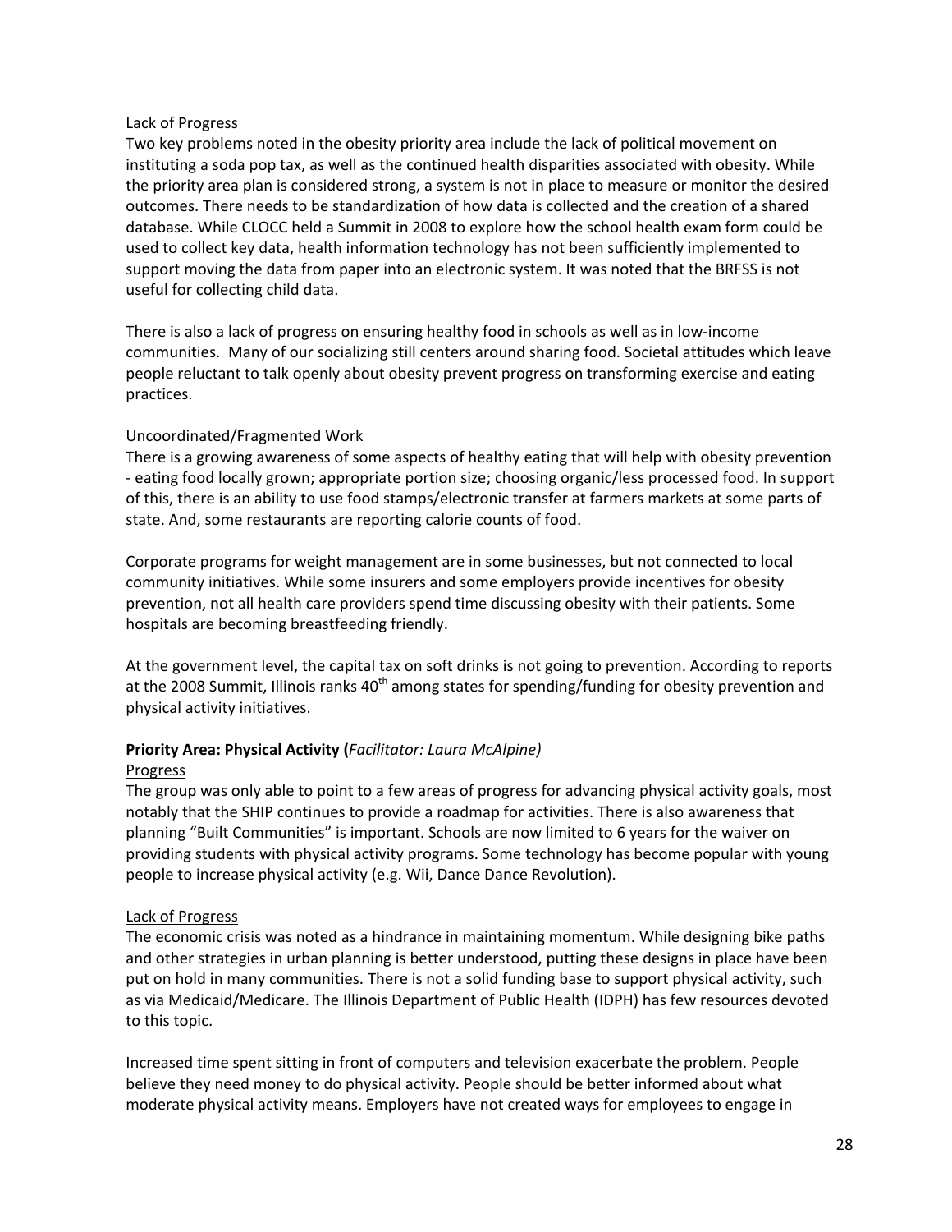Lack of Progress

Two key problems noted in the obesity priority area include the lack of political movement on instituting a soda pop tax, as well as the continued health disparities associated with obesity. While the priority area plan is considered strong, a system is not in place to measure or monitor the desired outcomes. There needs to be standardization of how data is collected and the creation of a shared database. While CLOCC held a Summit in 2008 to explore how the school health exam form could be used to collect key data, health information technology has not been sufficiently implemented to support moving the data from paper into an electronic system. It was noted that the BRFSS is not useful for collecting child data.

There is also a lack of progress on ensuring healthy food in schools as well as in low-income communities. Many of our socializing still centers around sharing food. Societal attitudes which leave people reluctant to talk openly about obesity prevent progress on transforming exercise and eating practices.

Uncoordinated/Fragmented Work

There is a growing awareness of some aspects of healthy eating that will help with obesity prevention - eating food locally grown; appropriate portion size; choosing organic/less processed food. In support of this, there is an ability to use food stamps/electronic transfer at farmers markets at some parts of state. And, some restaurants are reporting calorie counts of food.

Corporate programs for weight management are in some businesses, but not connected to local community initiatives. While some insurers and some employers provide incentives for obesity prevention, not all health care providers spend time discussing obesity with their patients. Some hospitals are becoming breastfeeding friendly.

At the government level, the capital tax on soft drinks is not going to prevention. According to reports at the 2008 Summit, Illinois ranks 40th among states for spending/funding for obesity prevention and physical activity initiatives.

**Priority Area: Physical Activity (***Facilitator: Laura McAlpine)*

Progress

The group was only able to point to a few areas of progress for advancing physical activity goals, most notably that the SHIP continues to provide a roadmap for activities. There is also awareness that planning "Built Communities" is important. Schools are now limited to 6 years for the waiver on providing students with physical activity programs. Some technology has become popular with young people to increase physical activity (e.g. Wii, Dance Dance Revolution).

Lack of Progress

The economic crisis was noted as a hindrance in maintaining momentum. While designing bike paths and other strategies in urban planning is better understood, putting these designs in place have been put on hold in many communities. There is not a solid funding base to support physical activity, such as via Medicaid/Medicare. The Illinois Department of Public Health (IDPH) has few resources devoted to this topic.

Increased time spent sitting in front of computers and television exacerbate the problem. People believe they need money to do physical activity. People should be better informed about what moderate physical activity means. Employers have not created ways for employees to engage in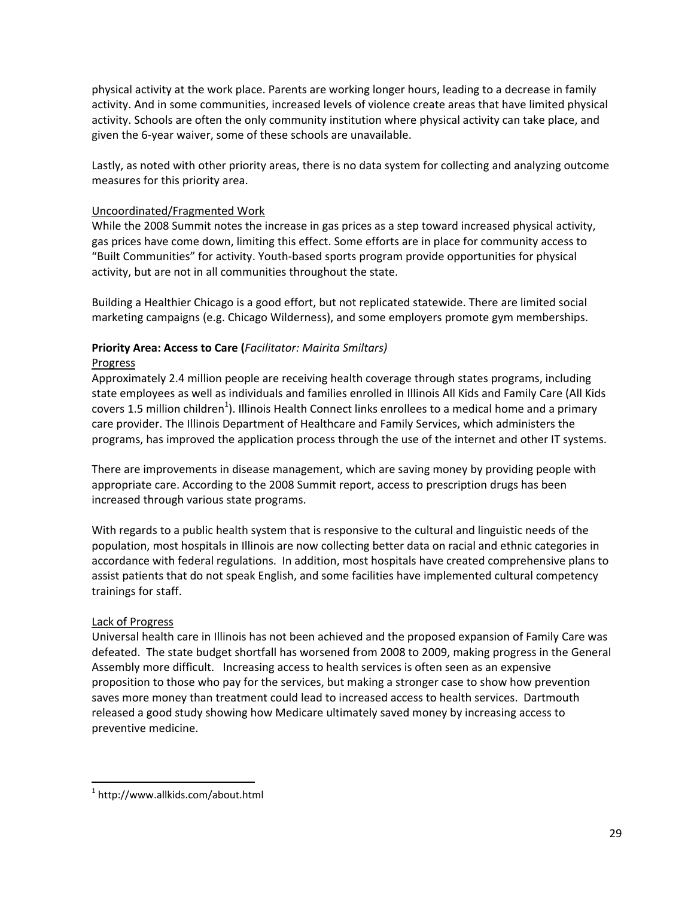physical activity at the work place. Parents are working longer hours, leading to a decrease in family activity. And in some communities, increased levels of violence create areas that have limited physical activity. Schools are often the only community institution where physical activity can take place, and given the 6-year waiver, some of these schools are unavailable.

Lastly, as noted with other priority areas, there is no data system for collecting and analyzing outcome measures for this priority area.

Uncoordinated/Fragmented Work

While the 2008 Summit notes the increase in gas prices as a step toward increased physical activity, gas prices have come down, limiting this effect. Some efforts are in place for community access to "Built Communities" for activity. Youth-based sports program provide opportunities for physical activity, but are not in all communities throughout the state.

Building a Healthier Chicago is a good effort, but not replicated statewide. There are limited social marketing campaigns (e.g. Chicago Wilderness), and some employers promote gym memberships.

**Priority Area: Access to Care (***Facilitator: Mairita Smiltars)*

Progress

Approximately 2.4 million people are receiving health coverage through states programs, including state employees as well as individuals and families enrolled in Illinois All Kids and Family Care (All Kids covers 1.5 million children[1]). Illinois Health Connect links enrollees to a medical home and a primary care provider. The Illinois Department of Healthcare and Family Services, which administers the programs, has improved the application process through the use of the internet and other IT systems.

There are improvements in disease management, which are saving money by providing people with appropriate care. According to the 2008 Summit report, access to prescription drugs has been increased through various state programs.

With regards to a public health system that is responsive to the cultural and linguistic needs of the population, most hospitals in Illinois are now collecting better data on racial and ethnic categories in accordance with federal regulations. In addition, most hospitals have created comprehensive plans to assist patients that do not speak English, and some facilities have implemented cultural competency trainings for staff.

Lack of Progress

Universal health care in Illinois has not been achieved and the proposed expansion of Family Care was defeated. The state budget shortfall has worsened from 2008 to 2009, making progress in the General Assembly more difficult. Increasing access to health services is often seen as an expensive proposition to those who pay for the services, but making a stronger case to show how prevention saves more money than treatment could lead to increased access to health services. Dartmouth released a good study showing how Medicare ultimately saved money by increasing access to preventive medicine.

[1] http://www.allkids.com/about.html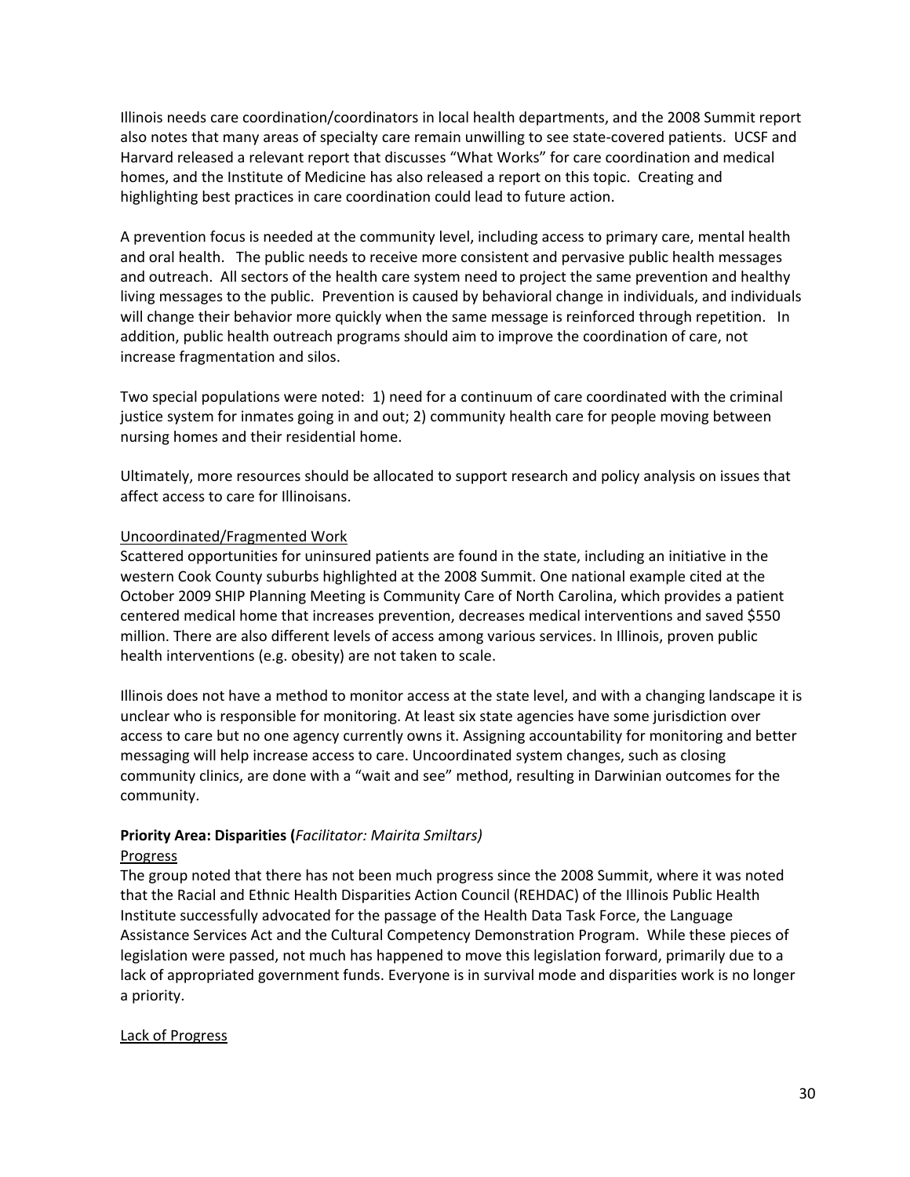Illinois needs care coordination/coordinators in local health departments, and the 2008 Summit report also notes that many areas of specialty care remain unwilling to see state-covered patients. UCSF and Harvard released a relevant report that discusses "What Works" for care coordination and medical homes, and the Institute of Medicine has also released a report on this topic. Creating and highlighting best practices in care coordination could lead to future action.

A prevention focus is needed at the community level, including access to primary care, mental health and oral health. The public needs to receive more consistent and pervasive public health messages and outreach. All sectors of the health care system need to project the same prevention and healthy living messages to the public. Prevention is caused by behavioral change in individuals, and individuals will change their behavior more quickly when the same message is reinforced through repetition. In addition, public health outreach programs should aim to improve the coordination of care, not increase fragmentation and silos.

Two special populations were noted: 1) need for a continuum of care coordinated with the criminal justice system for inmates going in and out; 2) community health care for people moving between nursing homes and their residential home.

Ultimately, more resources should be allocated to support research and policy analysis on issues that affect access to care for Illinoisans.

Uncoordinated/Fragmented Work

Scattered opportunities for uninsured patients are found in the state, including an initiative in the western Cook County suburbs highlighted at the 2008 Summit. One national example cited at the October 2009 SHIP Planning Meeting is Community Care of North Carolina, which provides a patient centered medical home that increases prevention, decreases medical interventions and saved $550 million. There are also different levels of access among various services. In Illinois, proven public health interventions (e.g. obesity) are not taken to scale.

Illinois does not have a method to monitor access at the state level, and with a changing landscape it is unclear who is responsible for monitoring. At least six state agencies have some jurisdiction over access to care but no one agency currently owns it. Assigning accountability for monitoring and better messaging will help increase access to care. Uncoordinated system changes, such as closing community clinics, are done with a "wait and see" method, resulting in Darwinian outcomes for the community.

**Priority Area: Disparities (***Facilitator: Mairita Smiltars)*

Progress

The group noted that there has not been much progress since the 2008 Summit, where it was noted that the Racial and Ethnic Health Disparities Action Council (REHDAC) of the Illinois Public Health Institute successfully advocated for the passage of the Health Data Task Force, the Language Assistance Services Act and the Cultural Competency Demonstration Program. While these pieces of legislation were passed, not much has happened to move this legislation forward, primarily due to a lack of appropriated government funds. Everyone is in survival mode and disparities work is no longer a priority.

Lack of Progress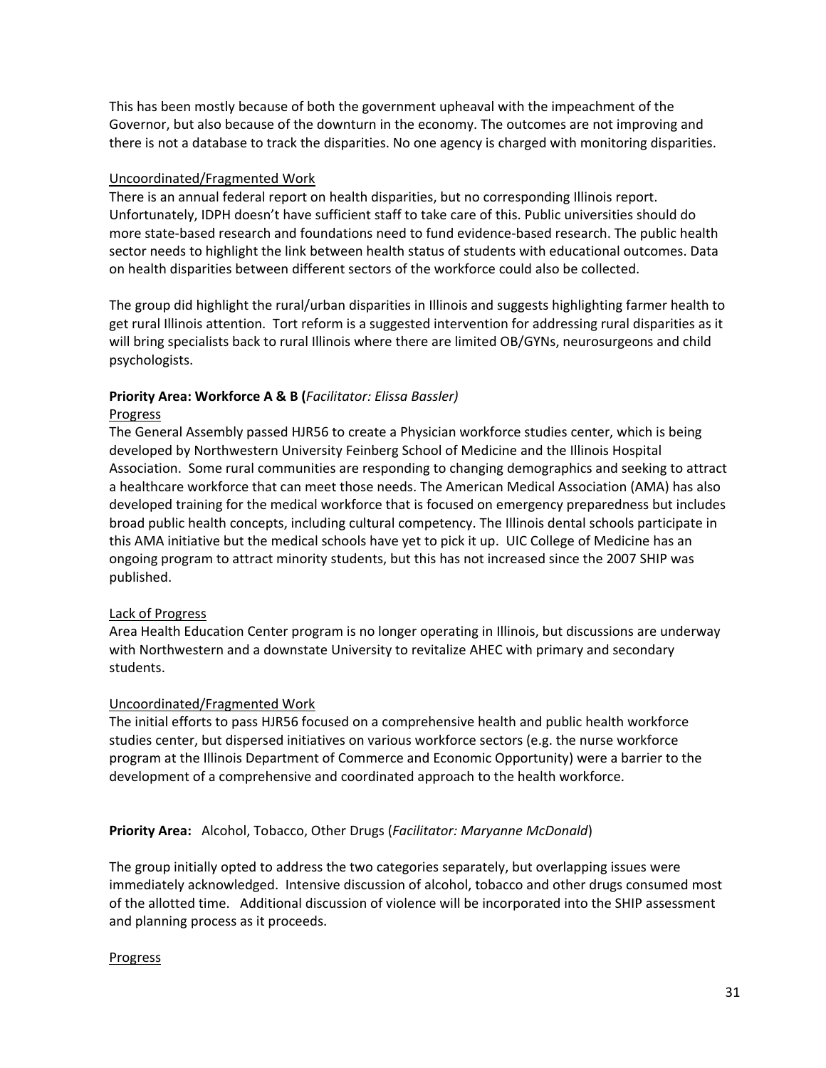This has been mostly because of both the government upheaval with the impeachment of the Governor, but also because of the downturn in the economy. The outcomes are not improving and there is not a database to track the disparities. No one agency is charged with monitoring disparities.

<u>Uncoordinated/Fragmented Work</u>

There is an annual federal report on health disparities, but no corresponding Illinois report. Unfortunately, IDPH doesn't have sufficient staff to take care of this. Public universities should do more state-based research and foundations need to fund evidence-based research. The public health sector needs to highlight the link between health status of students with educational outcomes. Data on health disparities between different sectors of the workforce could also be collected.

The group did highlight the rural/urban disparities in Illinois and suggests highlighting farmer health to get rural Illinois attention. Tort reform is a suggested intervention for addressing rural disparities as it will bring specialists back to rural Illinois where there are limited OB/GYNs, neurosurgeons and child psychologists.

**Priority Area: Workforce A & B (***Facilitator: Elissa Bassler)*

<u>Progress</u>

The General Assembly passed HJR56 to create a Physician workforce studies center, which is being developed by Northwestern University Feinberg School of Medicine and the Illinois Hospital Association. Some rural communities are responding to changing demographics and seeking to attract a healthcare workforce that can meet those needs. The American Medical Association (AMA) has also developed training for the medical workforce that is focused on emergency preparedness but includes broad public health concepts, including cultural competency. The Illinois dental schools participate in this AMA initiative but the medical schools have yet to pick it up. UIC College of Medicine has an ongoing program to attract minority students, but this has not increased since the 2007 SHIP was published.

<u>Lack of Progress</u>

Area Health Education Center program is no longer operating in Illinois, but discussions are underway with Northwestern and a downstate University to revitalize AHEC with primary and secondary students.

<u>Uncoordinated/Fragmented Work</u>

The initial efforts to pass HJR56 focused on a comprehensive health and public health workforce studies center, but dispersed initiatives on various workforce sectors (e.g. the nurse workforce program at the Illinois Department of Commerce and Economic Opportunity) were a barrier to the development of a comprehensive and coordinated approach to the health workforce.

**Priority Area:** Alcohol, Tobacco, Other Drugs (*Facilitator: Maryanne McDonald*)

The group initially opted to address the two categories separately, but overlapping issues were immediately acknowledged. Intensive discussion of alcohol, tobacco and other drugs consumed most of the allotted time. Additional discussion of violence will be incorporated into the SHIP assessment and planning process as it proceeds.

<u>Progress</u>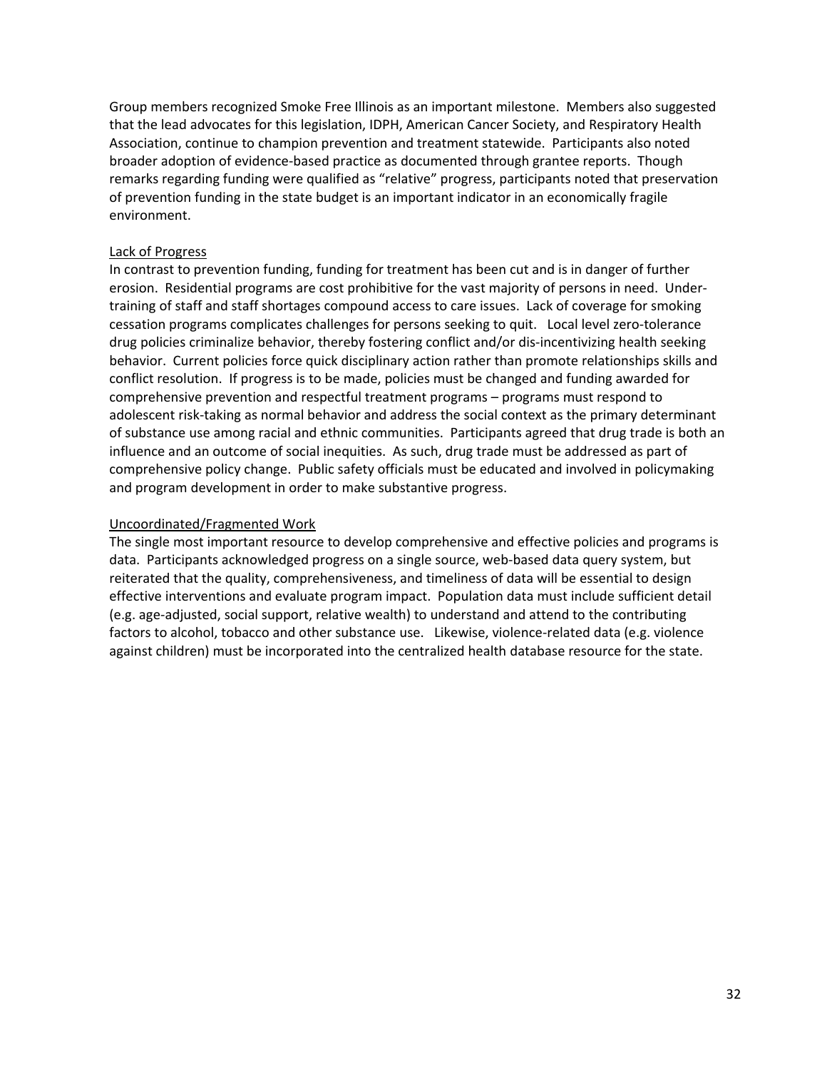Group members recognized Smoke Free Illinois as an important milestone. Members also suggested that the lead advocates for this legislation, IDPH, American Cancer Society, and Respiratory Health Association, continue to champion prevention and treatment statewide. Participants also noted broader adoption of evidence-based practice as documented through grantee reports. Though remarks regarding funding were qualified as "relative" progress, participants noted that preservation of prevention funding in the state budget is an important indicator in an economically fragile environment.

<u>Lack of Progress</u>

In contrast to prevention funding, funding for treatment has been cut and is in danger of further erosion. Residential programs are cost prohibitive for the vast majority of persons in need. Under-training of staff and staff shortages compound access to care issues. Lack of coverage for smoking cessation programs complicates challenges for persons seeking to quit. Local level zero-tolerance drug policies criminalize behavior, thereby fostering conflict and/or dis-incentivizing health seeking behavior. Current policies force quick disciplinary action rather than promote relationships skills and conflict resolution. If progress is to be made, policies must be changed and funding awarded for comprehensive prevention and respectful treatment programs – programs must respond to adolescent risk-taking as normal behavior and address the social context as the primary determinant of substance use among racial and ethnic communities. Participants agreed that drug trade is both an influence and an outcome of social inequities. As such, drug trade must be addressed as part of comprehensive policy change. Public safety officials must be educated and involved in policymaking and program development in order to make substantive progress.

<u>Uncoordinated/Fragmented Work</u>

The single most important resource to develop comprehensive and effective policies and programs is data. Participants acknowledged progress on a single source, web-based data query system, but reiterated that the quality, comprehensiveness, and timeliness of data will be essential to design effective interventions and evaluate program impact. Population data must include sufficient detail (e.g. age-adjusted, social support, relative wealth) to understand and attend to the contributing factors to alcohol, tobacco and other substance use. Likewise, violence-related data (e.g. violence against children) must be incorporated into the centralized health database resource for the state.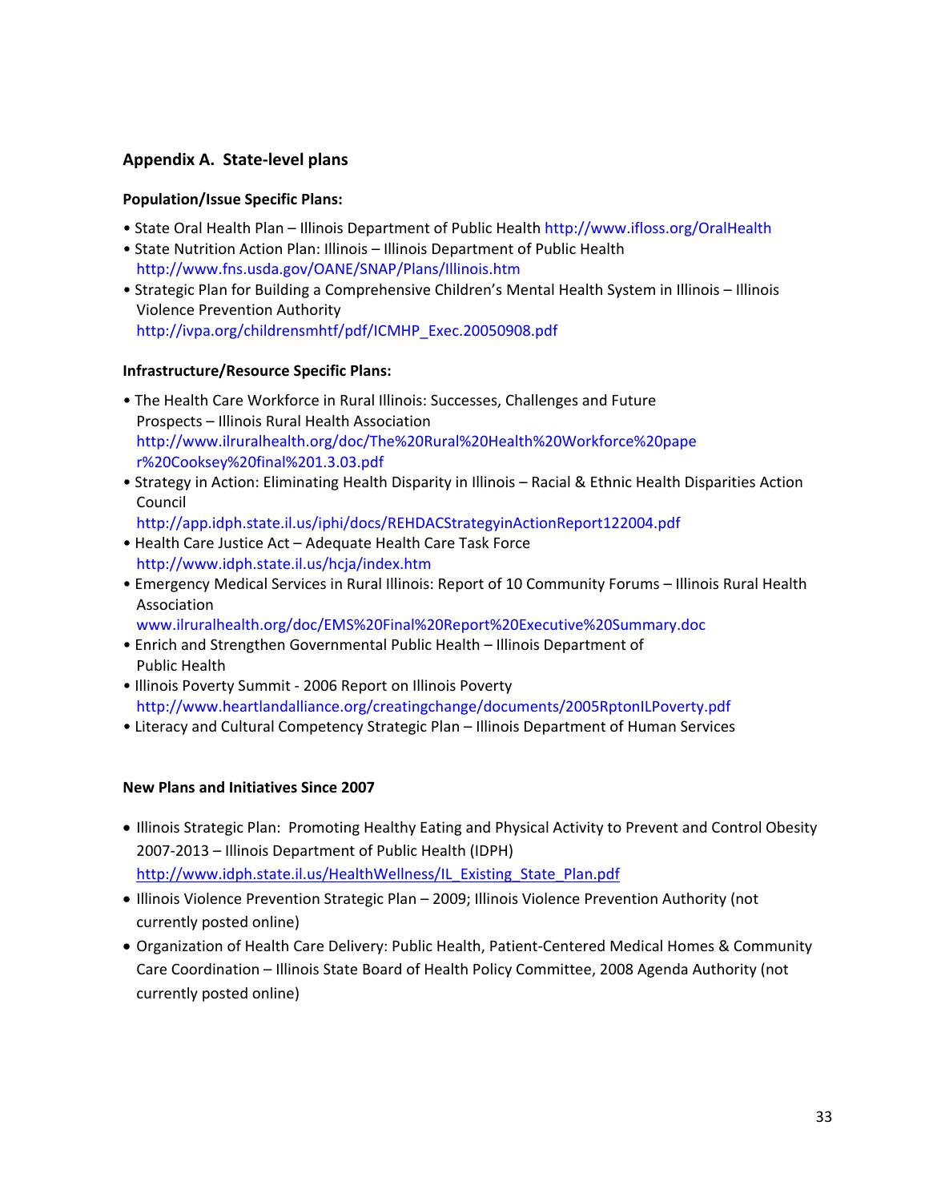## Appendix A. State-level plans

### Population/Issue Specific Plans:

- State Oral Health Plan – Illinois Department of Public Health http://www.ifloss.org/OralHealth
- State Nutrition Action Plan: Illinois – Illinois Department of Public Health http://www.fns.usda.gov/OANE/SNAP/Plans/Illinois.htm
- Strategic Plan for Building a Comprehensive Children's Mental Health System in Illinois – Illinois Violence Prevention Authority http://ivpa.org/childrensmhtf/pdf/ICMHP_Exec.20050908.pdf

### Infrastructure/Resource Specific Plans:

- The Health Care Workforce in Rural Illinois: Successes, Challenges and Future Prospects – Illinois Rural Health Association http://www.ilruralhealth.org/doc/The%20Rural%20Health%20Workforce%20paper%20Cooksey%20final%201.3.03.pdf
- Strategy in Action: Eliminating Health Disparity in Illinois – Racial & Ethnic Health Disparities Action Council http://app.idph.state.il.us/iphi/docs/REHDACStrategyinActionReport122004.pdf
- Health Care Justice Act – Adequate Health Care Task Force http://www.idph.state.il.us/hcja/index.htm
- Emergency Medical Services in Rural Illinois: Report of 10 Community Forums – Illinois Rural Health Association www.ilruralhealth.org/doc/EMS%20Final%20Report%20Executive%20Summary.doc
- Enrich and Strengthen Governmental Public Health – Illinois Department of Public Health
- Illinois Poverty Summit - 2006 Report on Illinois Poverty http://www.heartlandalliance.org/creatingchange/documents/2005RptonILPoverty.pdf
- Literacy and Cultural Competency Strategic Plan – Illinois Department of Human Services

### New Plans and Initiatives Since 2007

- Illinois Strategic Plan: Promoting Healthy Eating and Physical Activity to Prevent and Control Obesity 2007-2013 – Illinois Department of Public Health (IDPH) http://www.idph.state.il.us/HealthWellness/IL_Existing_State_Plan.pdf
- Illinois Violence Prevention Strategic Plan – 2009; Illinois Violence Prevention Authority (not currently posted online)
- Organization of Health Care Delivery: Public Health, Patient-Centered Medical Homes & Community Care Coordination – Illinois State Board of Health Policy Committee, 2008 Agenda Authority (not currently posted online)